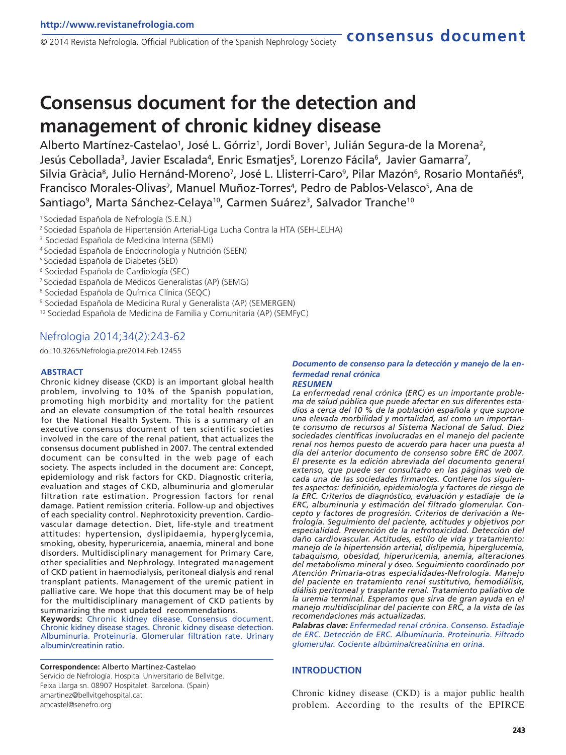# Consensus document for the detection and management of chronic kidney disease

Alberto Martínez-Castelao[1], José L. Górriz[1], Jordi Bover[1], Julián Segura-de la Morena[2], Jesús Cebollada[3], Javier Escalada[4], Enric Esmatjes[5], Lorenzo Fácila[6], Javier Gamarra[7], Silvia Gràcia[8], Julio Hernánd-Moreno[7], José L. Llisterri-Caro[9], Pilar Mazón[6], Rosario Montañés[8], Francisco Morales-Olivas[2], Manuel Muñoz-Torres[4], Pedro de Pablos-Velasco[5], Ana de Santiago[9], Marta Sánchez-Celaya[10], Carmen Suárez[3], Salvador Tranche[10]

[1] Sociedad Española de Nefrología (S.E.N.)
[2] Sociedad Española de Hipertensión Arterial-Liga Lucha Contra la HTA (SEH-LELHA)
[3] Sociedad Española de Medicina Interna (SEMI)
[4] Sociedad Española de Endocrinología y Nutrición (SEEN)
[5] Sociedad Española de Diabetes (SED)
[6] Sociedad Española de Cardiología (SEC)
[7] Sociedad Española de Médicos Generalistas (AP) (SEMG)
[8] Sociedad Española de Química Clínica (SEQC)
[9] Sociedad Española de Medicina Rural y Generalista (AP) (SEMERGEN)
[10] Sociedad Española de Medicina de Familia y Comunitaria (AP) (SEMFyC)

Nefrologia 2014;34(2):243-62

doi:10.3265/Nefrologia.pre2014.Feb.12455

## ABSTRACT

Chronic kidney disease (CKD) is an important global health problem, involving to 10% of the Spanish population, promoting high morbidity and mortality for the patient and an elevate consumption of the total health resources for the National Health System. This is a summary of an executive consensus document of ten scientific societies involved in the care of the renal patient, that actualizes the consensus document published in 2007. The central extended document can be consulted in the web page of each society. The aspects included in the document are: Concept, epidemiology and risk factors for CKD. Diagnostic criteria, evaluation and stages of CKD, albuminuria and glomerular filtration rate estimation. Progression factors for renal damage. Patient remission criteria. Follow-up and objectives of each speciality control. Nephrotoxicity prevention. Cardiovascular damage detection. Diet, life-style and treatment attitudes: hypertension, dyslipidaemia, hyperglycemia, smoking, obesity, hyperuricemia, anaemia, mineral and bone disorders. Multidisciplinary management for Primary Care, other specialities and Nephrology. Integrated management of CKD patient in haemodialysis, peritoneal dialysis and renal transplant patients. Management of the uremic patient in palliative care. We hope that this document may be of help for the multidisciplinary management of CKD patients by summarizing the most updated recommendations.

**Keywords:** Chronic kidney disease. Consensus document. Chronic kidney disease stages. Chronic kidney disease detection. Albuminuria. Proteinuria. Glomerular filtration rate. Urinary albumin/creatinin ratio.

### *Documento de consenso para la detección y manejo de la enfermedad renal crónica*

### *RESUMEN*

*La enfermedad renal crónica (ERC) es un importante problema de salud pública que puede afectar en sus diferentes estadios a cerca del 10 % de la población española y que supone una elevada morbilidad y mortalidad, así como un importante consumo de recursos al Sistema Nacional de Salud. Diez sociedades científicas involucradas en el manejo del paciente renal nos hemos puesto de acuerdo para hacer una puesta al día del anterior documento de consenso sobre ERC de 2007. El presente es la edición abreviada del documento general extenso, que puede ser consultado en las páginas web de cada una de las sociedades firmantes. Contiene los siguientes aspectos: definición, epidemiología y factores de riesgo de la ERC. Criterios de diagnóstico, evaluación y estadiaje de la ERC, albuminuria y estimación del filtrado glomerular. Concepto y factores de progresión. Criterios de derivación a Nefrología. Seguimiento del paciente, actitudes y objetivos por especialidad. Prevención de la nefrotoxicidad. Detección del daño cardiovascular. Actitudes, estilo de vida y tratamiento: manejo de la hipertensión arterial, dislipemia, hiperglucemia, tabaquismo, obesidad, hiperuricemia, anemia, alteraciones del metabolismo mineral y óseo. Seguimiento coordinado por Atención Primaria-otras especialidades-Nefrología. Manejo del paciente en tratamiento renal sustitutivo, hemodiálisis, diálisis peritoneal y trasplante renal. Tratamiento paliativo de la uremia terminal. Esperamos que sirva de gran ayuda en el manejo multidisciplinar del paciente con ERC, a la vista de las recomendaciones más actualizadas.*

***Palabras clave:*** *Enfermedad renal crónica. Consenso. Estadiaje de ERC. Detección de ERC. Albuminuria. Proteinuria. Filtrado glomerular. Cociente albúmina/creatinina en orina.*

**Correspondence:** Alberto Martínez-Castelao
Servicio de Nefrología. Hospital Universitario de Bellvitge.
Feixa Llarga sn. 08907 Hospitalet. Barcelona. (Spain)
amartinez@bellvitgehospital.cat
amcastel@senefro.org

## INTRODUCTION

Chronic kidney disease (CKD) is a major public health problem. According to the results of the EPIRCE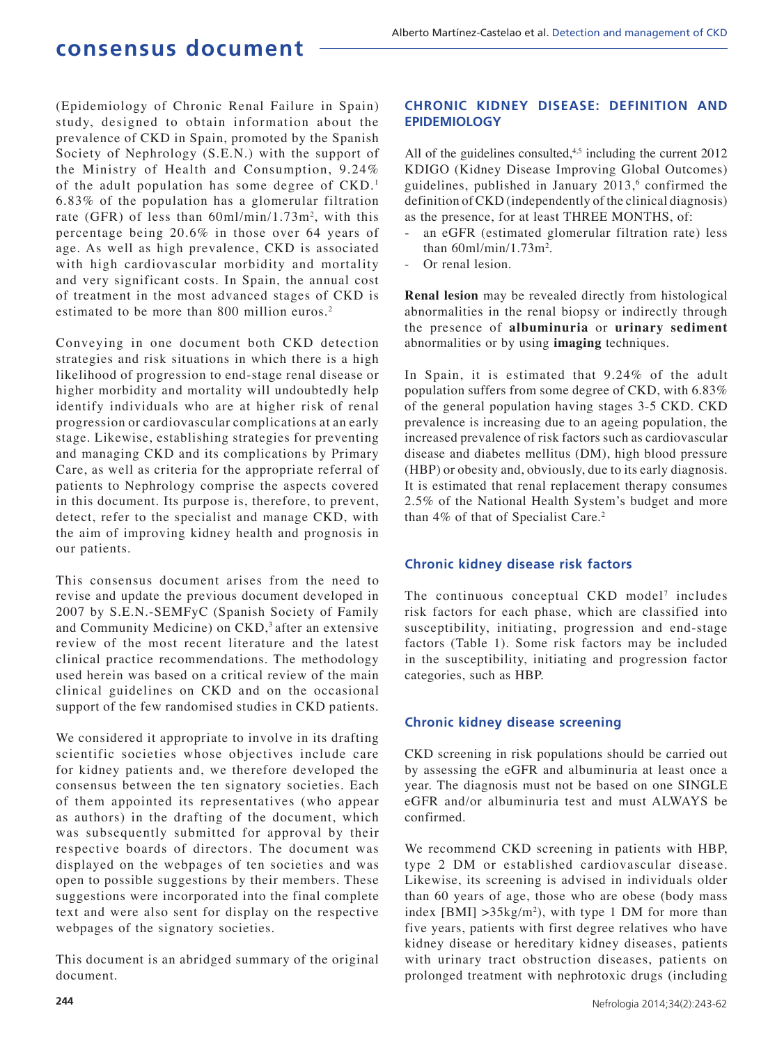(Epidemiology of Chronic Renal Failure in Spain) study, designed to obtain information about the prevalence of CKD in Spain, promoted by the Spanish Society of Nephrology (S.E.N.) with the support of the Ministry of Health and Consumption, 9.24% of the adult population has some degree of CKD.[1] 6.83% of the population has a glomerular filtration rate (GFR) of less than 60ml/min/1.73m$^2$, with this percentage being 20.6% in those over 64 years of age. As well as high prevalence, CKD is associated with high cardiovascular morbidity and mortality and very significant costs. In Spain, the annual cost of treatment in the most advanced stages of CKD is estimated to be more than 800 million euros.[2]

Conveying in one document both CKD detection strategies and risk situations in which there is a high likelihood of progression to end-stage renal disease or higher morbidity and mortality will undoubtedly help identify individuals who are at higher risk of renal progression or cardiovascular complications at an early stage. Likewise, establishing strategies for preventing and managing CKD and its complications by Primary Care, as well as criteria for the appropriate referral of patients to Nephrology comprise the aspects covered in this document. Its purpose is, therefore, to prevent, detect, refer to the specialist and manage CKD, with the aim of improving kidney health and prognosis in our patients.

This consensus document arises from the need to revise and update the previous document developed in 2007 by S.E.N.-SEMFyC (Spanish Society of Family and Community Medicine) on CKD,[3] after an extensive review of the most recent literature and the latest clinical practice recommendations. The methodology used herein was based on a critical review of the main clinical guidelines on CKD and on the occasional support of the few randomised studies in CKD patients.

We considered it appropriate to involve in its drafting scientific societies whose objectives include care for kidney patients and, we therefore developed the consensus between the ten signatory societies. Each of them appointed its representatives (who appear as authors) in the drafting of the document, which was subsequently submitted for approval by their respective boards of directors. The document was displayed on the webpages of ten societies and was open to possible suggestions by their members. These suggestions were incorporated into the final complete text and were also sent for display on the respective webpages of the signatory societies.

This document is an abridged summary of the original document.

## CHRONIC KIDNEY DISEASE: DEFINITION AND EPIDEMIOLOGY

All of the guidelines consulted,[4,5] including the current 2012 KDIGO (Kidney Disease Improving Global Outcomes) guidelines, published in January 2013,[6] confirmed the definition of CKD (independently of the clinical diagnosis) as the presence, for at least THREE MONTHS, of:

- an eGFR (estimated glomerular filtration rate) less than 60ml/min/1.73m$^2$.
- Or renal lesion.

**Renal lesion** may be revealed directly from histological abnormalities in the renal biopsy or indirectly through the presence of **albuminuria** or **urinary sediment** abnormalities or by using **imaging** techniques.

In Spain, it is estimated that 9.24% of the adult population suffers from some degree of CKD, with 6.83% of the general population having stages 3-5 CKD. CKD prevalence is increasing due to an ageing population, the increased prevalence of risk factors such as cardiovascular disease and diabetes mellitus (DM), high blood pressure (HBP) or obesity and, obviously, due to its early diagnosis. It is estimated that renal replacement therapy consumes 2.5% of the National Health System's budget and more than 4% of that of Specialist Care.[2]

### Chronic kidney disease risk factors

The continuous conceptual CKD model[7] includes risk factors for each phase, which are classified into susceptibility, initiating, progression and end-stage factors (Table 1). Some risk factors may be included in the susceptibility, initiating and progression factor categories, such as HBP.

### Chronic kidney disease screening

CKD screening in risk populations should be carried out by assessing the eGFR and albuminuria at least once a year. The diagnosis must not be based on one SINGLE eGFR and/or albuminuria test and must ALWAYS be confirmed.

We recommend CKD screening in patients with HBP, type 2 DM or established cardiovascular disease. Likewise, its screening is advised in individuals older than 60 years of age, those who are obese (body mass index [BMI] >35kg/m$^2$), with type 1 DM for more than five years, patients with first degree relatives who have kidney disease or hereditary kidney diseases, patients with urinary tract obstruction diseases, patients on prolonged treatment with nephrotoxic drugs (including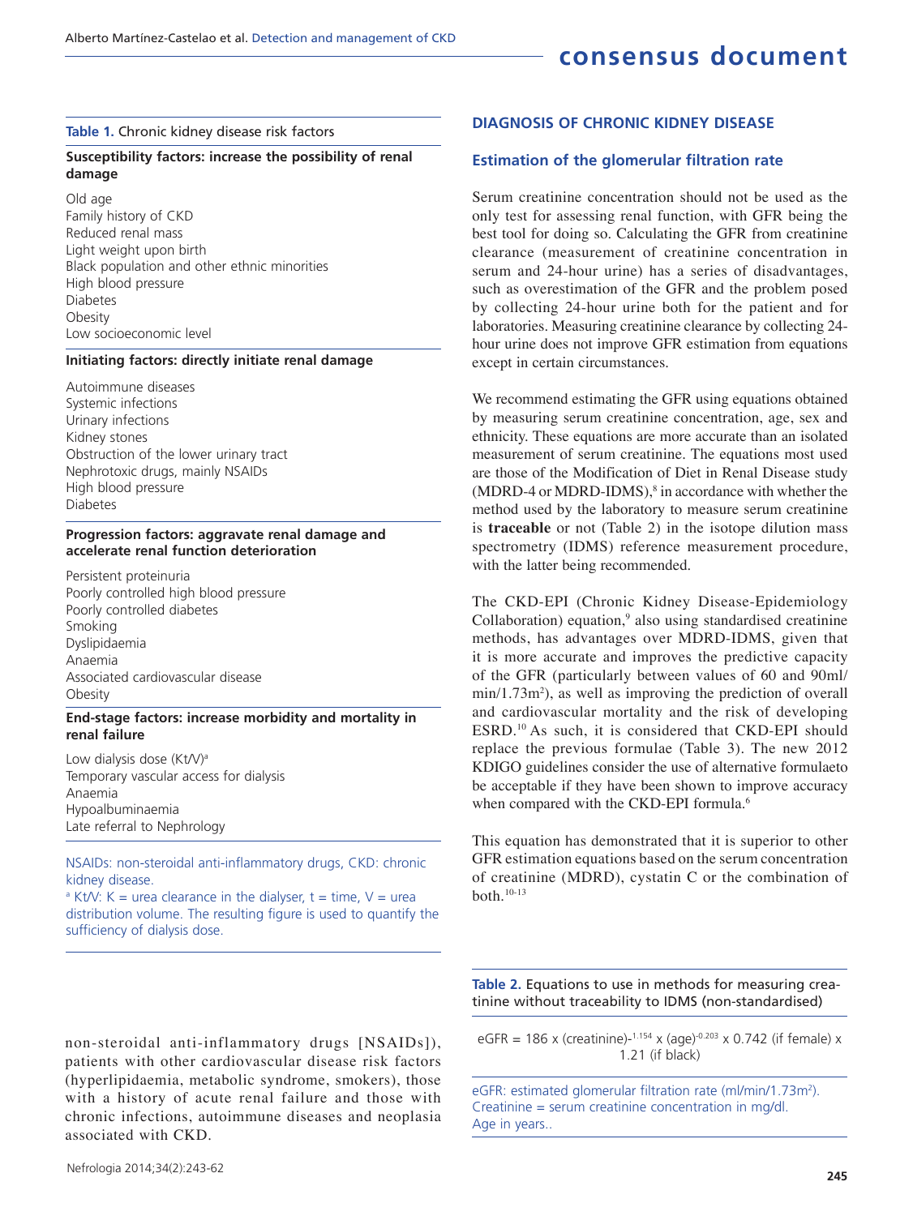**Table 1.** Chronic kidney disease risk factors

| |
|---|
| **Susceptibility factors: increase the possibility of renal damage** |
| Old age |
| Family history of CKD |
| Reduced renal mass |
| Light weight upon birth |
| Black population and other ethnic minorities |
| High blood pressure |
| Diabetes |
| Obesity |
| Low socioeconomic level |
| **Initiating factors: directly initiate renal damage** |
| Autoimmune diseases |
| Systemic infections |
| Urinary infections |
| Kidney stones |
| Obstruction of the lower urinary tract |
| Nephrotoxic drugs, mainly NSAIDs |
| High blood pressure |
| Diabetes |
| **Progression factors: aggravate renal damage and accelerate renal function deterioration** |
| Persistent proteinuria |
| Poorly controlled high blood pressure |
| Poorly controlled diabetes |
| Smoking |
| Dyslipidaemia |
| Anaemia |
| Associated cardiovascular disease |
| Obesity |
| **End-stage factors: increase morbidity and mortality in renal failure** |
| Low dialysis dose (Kt/V)[a] |
| Temporary vascular access for dialysis |
| Anaemia |
| Hypoalbuminaemia |
| Late referral to Nephrology |

NSAIDs: non-steroidal anti-inflammatory drugs, CKD: chronic kidney disease.
[a] Kt/V: K = urea clearance in the dialyser, t = time, V = urea distribution volume. The resulting figure is used to quantify the sufficiency of dialysis dose.

non-steroidal anti-inflammatory drugs [NSAIDs]), patients with other cardiovascular disease risk factors (hyperlipidaemia, metabolic syndrome, smokers), those with a history of acute renal failure and those with chronic infections, autoimmune diseases and neoplasia associated with CKD.

## DIAGNOSIS OF CHRONIC KIDNEY DISEASE

### Estimation of the glomerular filtration rate

Serum creatinine concentration should not be used as the only test for assessing renal function, with GFR being the best tool for doing so. Calculating the GFR from creatinine clearance (measurement of creatinine concentration in serum and 24-hour urine) has a series of disadvantages, such as overestimation of the GFR and the problem posed by collecting 24-hour urine both for the patient and for laboratories. Measuring creatinine clearance by collecting 24-hour urine does not improve GFR estimation from equations except in certain circumstances.

We recommend estimating the GFR using equations obtained by measuring serum creatinine concentration, age, sex and ethnicity. These equations are more accurate than an isolated measurement of serum creatinine. The equations most used are those of the Modification of Diet in Renal Disease study (MDRD-4 or MDRD-IDMS),[8] in accordance with whether the method used by the laboratory to measure serum creatinine is **traceable** or not (Table 2) in the isotope dilution mass spectrometry (IDMS) reference measurement procedure, with the latter being recommended.

The CKD-EPI (Chronic Kidney Disease-Epidemiology Collaboration) equation,[9] also using standardised creatinine methods, has advantages over MDRD-IDMS, given that it is more accurate and improves the predictive capacity of the GFR (particularly between values of 60 and 90ml/min/1.73m²), as well as improving the prediction of overall and cardiovascular mortality and the risk of developing ESRD.[10] As such, it is considered that CKD-EPI should replace the previous formulae (Table 3). The new 2012 KDIGO guidelines consider the use of alternative formulaeto be acceptable if they have been shown to improve accuracy when compared with the CKD-EPI formula.[6]

This equation has demonstrated that it is superior to other GFR estimation equations based on the serum concentration of creatinine (MDRD), cystatin C or the combination of both.[10-13]

**Table 2.** Equations to use in methods for measuring creatinine without traceability to IDMS (non-standardised)

$$eGFR = 186 \times (creatinine)^{-1.154} \times (age)^{-0.203} \times 0.742 \text{ (if female)} \times 1.21 \text{ (if black)}$$

eGFR: estimated glomerular filtration rate (ml/min/1.73m²).
Creatinine = serum creatinine concentration in mg/dl.
Age in years..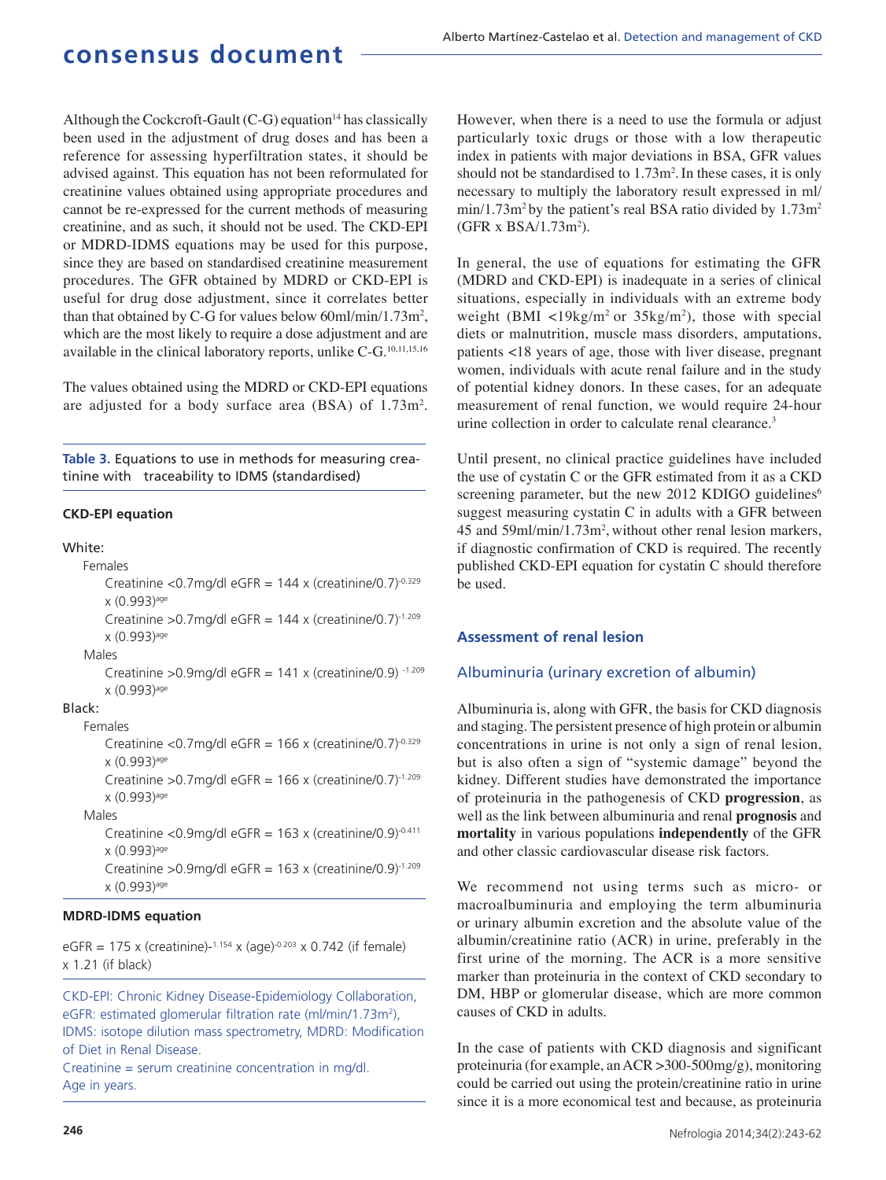Although the Cockcroft-Gault (C-G) equation[14] has classically been used in the adjustment of drug doses and has been a reference for assessing hyperfiltration states, it should be advised against. This equation has not been reformulated for creatinine values obtained using appropriate procedures and cannot be re-expressed for the current methods of measuring creatinine, and as such, it should not be used. The CKD-EPI or MDRD-IDMS equations may be used for this purpose, since they are based on standardised creatinine measurement procedures. The GFR obtained by MDRD or CKD-EPI is useful for drug dose adjustment, since it correlates better than that obtained by C-G for values below 60ml/min/1.73m$^2$, which are the most likely to require a dose adjustment and are available in the clinical laboratory reports, unlike C-G.[10,11,15,16]

The values obtained using the MDRD or CKD-EPI equations are adjusted for a body surface area (BSA) of 1.73m$^2$.

**Table 3.** Equations to use in methods for measuring creatinine with traceability to IDMS (standardised)

**CKD-EPI equation**

White:

- Females
  - Creatinine <0.7mg/dl eGFR = $144 \times (\text{creatinine}/0.7)^{-0.329} \times (0.993)^{\text{age}}$
  - Creatinine >0.7mg/dl eGFR = $144 \times (\text{creatinine}/0.7)^{-1.209} \times (0.993)^{\text{age}}$
- Males
  - Creatinine >0.9mg/dl eGFR = $141 \times (\text{creatinine}/0.9)^{-1.209} \times (0.993)^{\text{age}}$

Black:

- Females
  - Creatinine <0.7mg/dl eGFR = $166 \times (\text{creatinine}/0.7)^{-0.329} \times (0.993)^{\text{age}}$
  - Creatinine >0.7mg/dl eGFR = $166 \times (\text{creatinine}/0.7)^{-1.209} \times (0.993)^{\text{age}}$
- Males
  - Creatinine <0.9mg/dl eGFR = $163 \times (\text{creatinine}/0.9)^{-0.411} \times (0.993)^{\text{age}}$
  - Creatinine >0.9mg/dl eGFR = $163 \times (\text{creatinine}/0.9)^{-1.209} \times (0.993)^{\text{age}}$

**MDRD-IDMS equation**

eGFR = $175 \times (\text{creatinine})^{-1.154} \times (\text{age})^{-0.203} \times 0.742$ (if female) $\times 1.21$ (if black)

CKD-EPI: Chronic Kidney Disease-Epidemiology Collaboration, eGFR: estimated glomerular filtration rate (ml/min/1.73m$^2$), IDMS: isotope dilution mass spectrometry, MDRD: Modification of Diet in Renal Disease.
Creatinine = serum creatinine concentration in mg/dl.
Age in years.

However, when there is a need to use the formula or adjust particularly toxic drugs or those with a low therapeutic index in patients with major deviations in BSA, GFR values should not be standardised to 1.73m$^2$. In these cases, it is only necessary to multiply the laboratory result expressed in ml/min/1.73m$^2$ by the patient's real BSA ratio divided by 1.73m$^2$ (GFR x BSA/1.73m$^2$).

In general, the use of equations for estimating the GFR (MDRD and CKD-EPI) is inadequate in a series of clinical situations, especially in individuals with an extreme body weight (BMI <19kg/m$^2$ or 35kg/m$^2$), those with special diets or malnutrition, muscle mass disorders, amputations, patients <18 years of age, those with liver disease, pregnant women, individuals with acute renal failure and in the study of potential kidney donors. In these cases, for an adequate measurement of renal function, we would require 24-hour urine collection in order to calculate renal clearance.[3]

Until present, no clinical practice guidelines have included the use of cystatin C or the GFR estimated from it as a CKD screening parameter, but the new 2012 KDIGO guidelines[6] suggest measuring cystatin C in adults with a GFR between 45 and 59ml/min/1.73m$^2$, without other renal lesion markers, if diagnostic confirmation of CKD is required. The recently published CKD-EPI equation for cystatin C should therefore be used.

## Assessment of renal lesion

### Albuminuria (urinary excretion of albumin)

Albuminuria is, along with GFR, the basis for CKD diagnosis and staging. The persistent presence of high protein or albumin concentrations in urine is not only a sign of renal lesion, but is also often a sign of "systemic damage" beyond the kidney. Different studies have demonstrated the importance of proteinuria in the pathogenesis of CKD **progression**, as well as the link between albuminuria and renal **prognosis** and **mortality** in various populations **independently** of the GFR and other classic cardiovascular disease risk factors.

We recommend not using terms such as micro- or macroalbuminuria and employing the term albuminuria or urinary albumin excretion and the absolute value of the albumin/creatinine ratio (ACR) in urine, preferably in the first urine of the morning. The ACR is a more sensitive marker than proteinuria in the context of CKD secondary to DM, HBP or glomerular disease, which are more common causes of CKD in adults.

In the case of patients with CKD diagnosis and significant proteinuria (for example, an ACR >300-500mg/g), monitoring could be carried out using the protein/creatinine ratio in urine since it is a more economical test and because, as proteinuria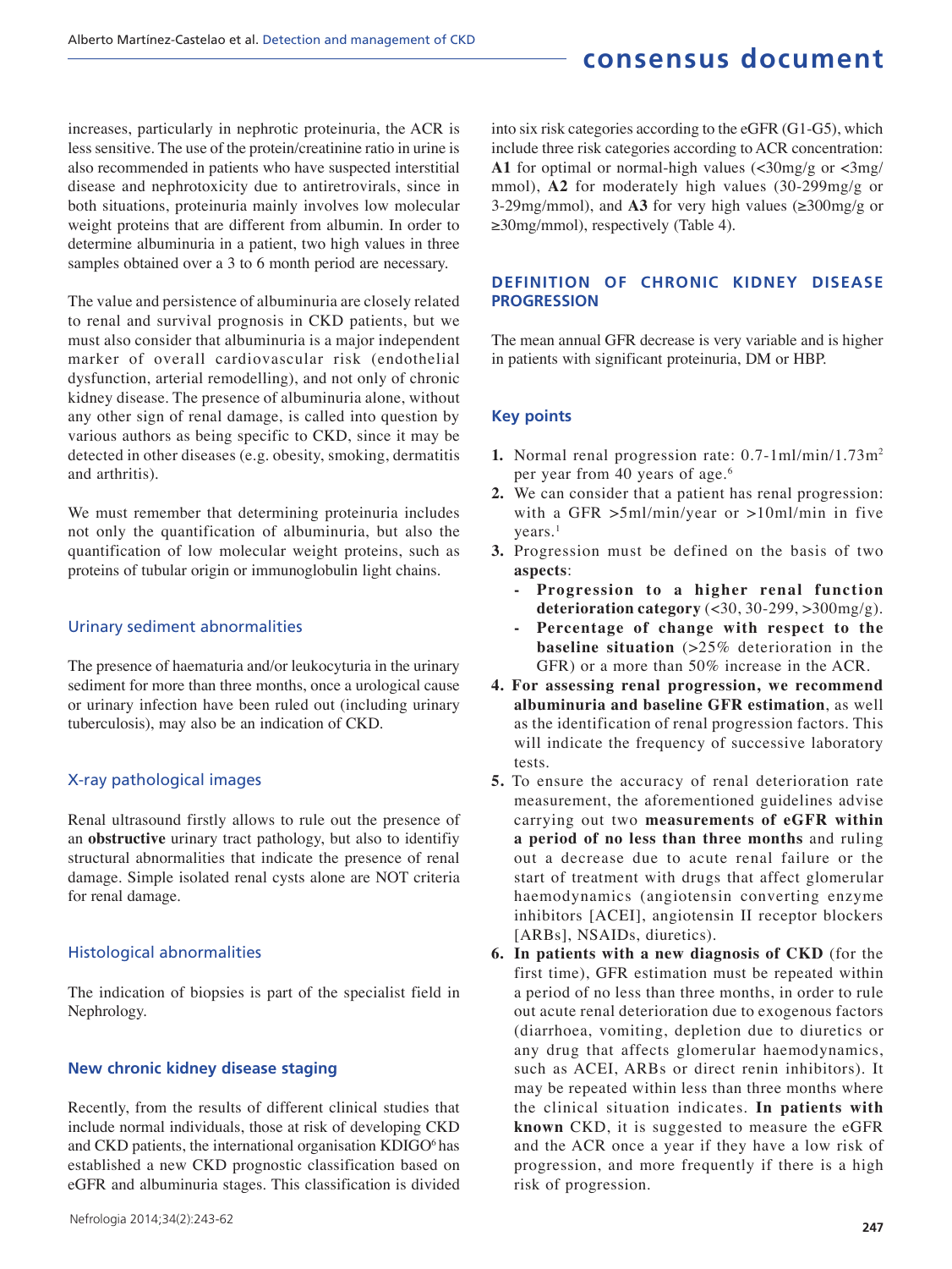increases, particularly in nephrotic proteinuria, the ACR is less sensitive. The use of the protein/creatinine ratio in urine is also recommended in patients who have suspected interstitial disease and nephrotoxicity due to antiretrovirals, since in both situations, proteinuria mainly involves low molecular weight proteins that are different from albumin. In order to determine albuminuria in a patient, two high values in three samples obtained over a 3 to 6 month period are necessary.

The value and persistence of albuminuria are closely related to renal and survival prognosis in CKD patients, but we must also consider that albuminuria is a major independent marker of overall cardiovascular risk (endothelial dysfunction, arterial remodelling), and not only of chronic kidney disease. The presence of albuminuria alone, without any other sign of renal damage, is called into question by various authors as being specific to CKD, since it may be detected in other diseases (e.g. obesity, smoking, dermatitis and arthritis).

We must remember that determining proteinuria includes not only the quantification of albuminuria, but also the quantification of low molecular weight proteins, such as proteins of tubular origin or immunoglobulin light chains.

### Urinary sediment abnormalities

The presence of haematuria and/or leukocyturia in the urinary sediment for more than three months, once a urological cause or urinary infection have been ruled out (including urinary tuberculosis), may also be an indication of CKD.

### X-ray pathological images

Renal ultrasound firstly allows to rule out the presence of an **obstructive** urinary tract pathology, but also to identifiy structural abnormalities that indicate the presence of renal damage. Simple isolated renal cysts alone are NOT criteria for renal damage.

### Histological abnormalities

The indication of biopsies is part of the specialist field in Nephrology.

## New chronic kidney disease staging

Recently, from the results of different clinical studies that include normal individuals, those at risk of developing CKD and CKD patients, the international organisation KDIGO[6] has established a new CKD prognostic classification based on eGFR and albuminuria stages. This classification is divided into six risk categories according to the eGFR (G1-G5), which include three risk categories according to ACR concentration: **A1** for optimal or normal-high values (<30mg/g or <3mg/mmol), **A2** for moderately high values (30-299mg/g or 3-29mg/mmol), and **A3** for very high values (≥300mg/g or ≥30mg/mmol), respectively (Table 4).

## DEFINITION OF CHRONIC KIDNEY DISEASE PROGRESSION

The mean annual GFR decrease is very variable and is higher in patients with significant proteinuria, DM or HBP.

### Key points

1. Normal renal progression rate: 0.7-1ml/min/1.73m$^2$ per year from 40 years of age.[6]
2. We can consider that a patient has renal progression: with a GFR >5ml/min/year or >10ml/min in five years.[1]
3. Progression must be defined on the basis of two **aspects**:
   - **Progression to a higher renal function deterioration category** (<30, 30-299, >300mg/g).
   - **Percentage of change with respect to the baseline situation** (>25% deterioration in the GFR) or a more than 50% increase in the ACR.
4. **For assessing renal progression, we recommend albuminuria and baseline GFR estimation**, as well as the identification of renal progression factors. This will indicate the frequency of successive laboratory tests.
5. To ensure the accuracy of renal deterioration rate measurement, the aforementioned guidelines advise carrying out two **measurements of eGFR within a period of no less than three months** and ruling out a decrease due to acute renal failure or the start of treatment with drugs that affect glomerular haemodynamics (angiotensin converting enzyme inhibitors [ACEI], angiotensin II receptor blockers [ARBs], NSAIDs, diuretics).
6. **In patients with a new diagnosis of CKD** (for the first time), GFR estimation must be repeated within a period of no less than three months, in order to rule out acute renal deterioration due to exogenous factors (diarrhoea, vomiting, depletion due to diuretics or any drug that affects glomerular haemodynamics, such as ACEI, ARBs or direct renin inhibitors). It may be repeated within less than three months where the clinical situation indicates. **In patients with known** CKD, it is suggested to measure the eGFR and the ACR once a year if they have a low risk of progression, and more frequently if there is a high risk of progression.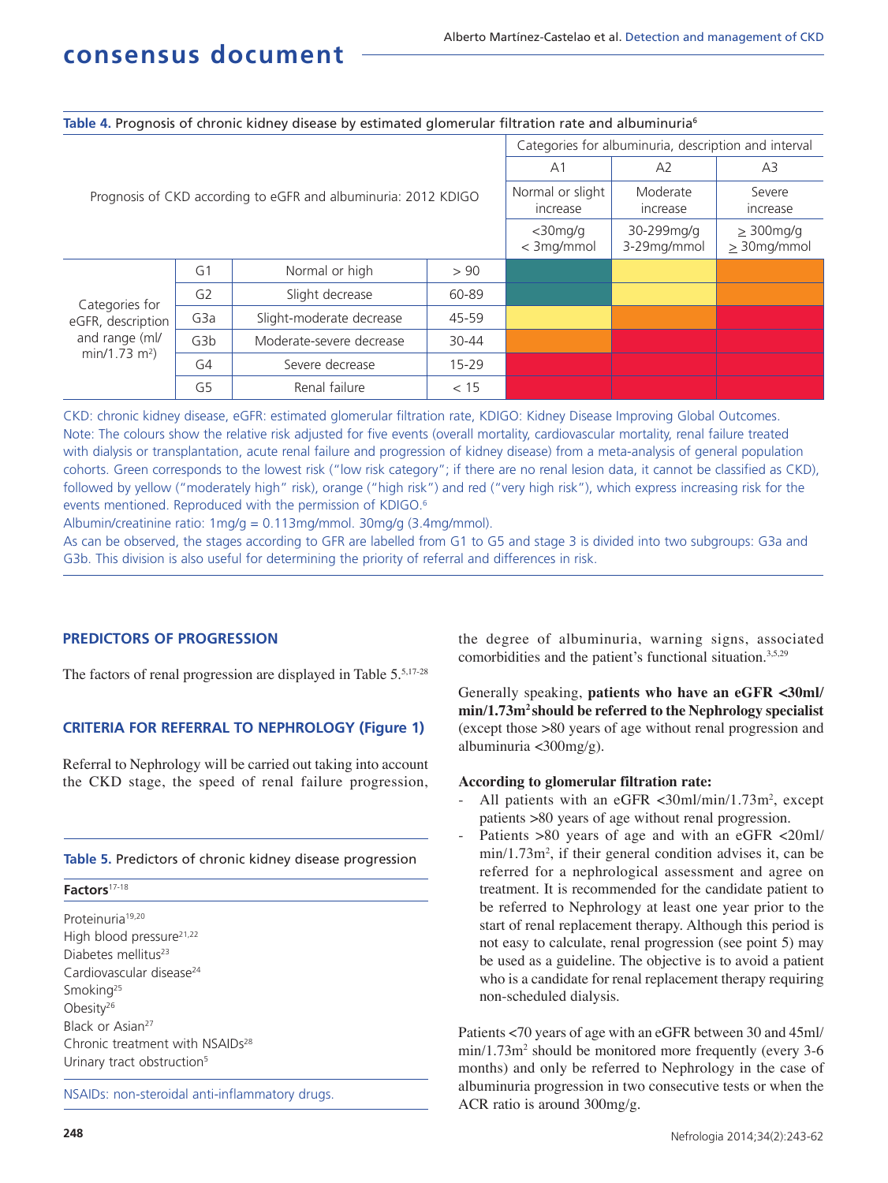**Table 4.** Prognosis of chronic kidney disease by estimated glomerular filtration rate and albuminuria[6]

| Prognosis of CKD according to eGFR and albuminuria: 2012 KDIGO | | | | Categories for albuminuria, description and interval | | |
|---|---|---|---|---|---|---|
| | | | | A1 | A2 | A3 |
| | | | | Normal or slight increase | Moderate increase | Severe increase |
| | | | | <30mg/g <3mg/mmol | 30-299mg/g 3-29mg/mmol | ≥ 300mg/g ≥ 30mg/mmol |
| Categories for eGFR, description and range (ml/min/1.73 m²) | G1 | Normal or high | > 90 | Green | Yellow | Orange |
| | G2 | Slight decrease | 60-89 | Green | Yellow | Orange |
| | G3a | Slight-moderate decrease | 45-59 | Yellow | Orange | Red |
| | G3b | Moderate-severe decrease | 30-44 | Orange | Red | Red |
| | G4 | Severe decrease | 15-29 | Red | Red | Red |
| | G5 | Renal failure | < 15 | Red | Red | Red |

CKD: chronic kidney disease, eGFR: estimated glomerular filtration rate, KDIGO: Kidney Disease Improving Global Outcomes.
Note: The colours show the relative risk adjusted for five events (overall mortality, cardiovascular mortality, renal failure treated with dialysis or transplantation, acute renal failure and progression of kidney disease) from a meta-analysis of general population cohorts. Green corresponds to the lowest risk ("low risk category"; if there are no renal lesion data, it cannot be classified as CKD), followed by yellow ("moderately high" risk), orange ("high risk") and red ("very high risk"), which express increasing risk for the events mentioned. Reproduced with the permission of KDIGO.[6]
Albumin/creatinine ratio: 1mg/g = 0.113mg/mmol. 30mg/g (3.4mg/mmol).
As can be observed, the stages according to GFR are labelled from G1 to G5 and stage 3 is divided into two subgroups: G3a and G3b. This division is also useful for determining the priority of referral and differences in risk.

## PREDICTORS OF PROGRESSION

The factors of renal progression are displayed in Table 5.[5,17-28]

**Table 5.** Predictors of chronic kidney disease progression

| **Factors**[17-18] |
|---|
| Proteinuria[19,20] |
| High blood pressure[21,22] |
| Diabetes mellitus[23] |
| Cardiovascular disease[24] |
| Smoking[25] |
| Obesity[26] |
| Black or Asian[27] |
| Chronic treatment with NSAIDs[28] |
| Urinary tract obstruction[5] |

NSAIDs: non-steroidal anti-inflammatory drugs.

## CRITERIA FOR REFERRAL TO NEPHROLOGY (Figure 1)

Referral to Nephrology will be carried out taking into account the CKD stage, the speed of renal failure progression, the degree of albuminuria, warning signs, associated comorbidities and the patient's functional situation.[3,5,29]

Generally speaking, **patients who have an eGFR <30ml/min/1.73m² should be referred to the Nephrology specialist** (except those >80 years of age without renal progression and albuminuria <300mg/g).

**According to glomerular filtration rate:**

- All patients with an eGFR <30ml/min/1.73m², except patients >80 years of age without renal progression.
- Patients >80 years of age and with an eGFR <20ml/min/1.73m², if their general condition advises it, can be referred for a nephrological assessment and agree on treatment. It is recommended for the candidate patient to be referred to Nephrology at least one year prior to the start of renal replacement therapy. Although this period is not easy to calculate, renal progression (see point 5) may be used as a guideline. The objective is to avoid a patient who is a candidate for renal replacement therapy requiring non-scheduled dialysis.

Patients <70 years of age with an eGFR between 30 and 45ml/min/1.73m² should be monitored more frequently (every 3-6 months) and only be referred to Nephrology in the case of albuminuria progression in two consecutive tests or when the ACR ratio is around 300mg/g.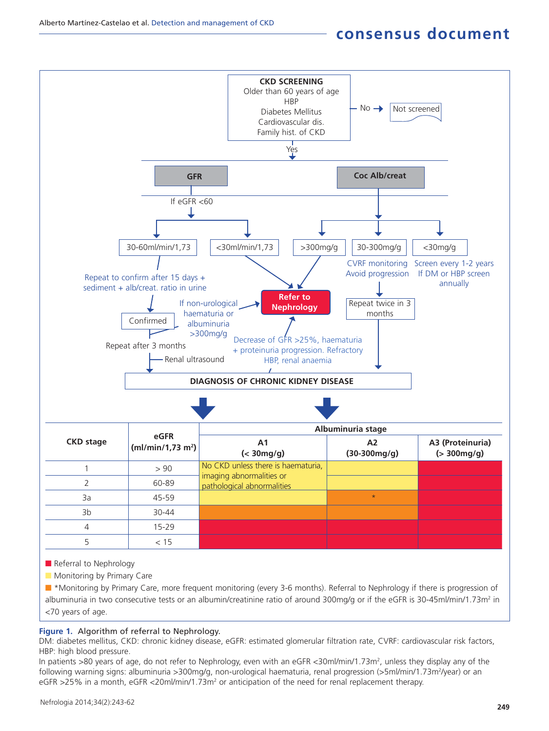CKD SCREENING
Older than 60 years of age
HBP
Diabetes Mellitus
Cardiovascular dis.
Family hist. of CKD

No → Not screened

Yes

**GFR**

If eGFR <60

30-60ml/min/1,73

Repeat to confirm after 15 days + sediment + alb/creat. ratio in urine

Confirmed

Repeat after 3 months

Renal ultrasound

<30ml/min/1,73

**Coc Alb/creat**

>300mg/g

30-300mg/g

CVRF monitoring
Avoid progression

Repeat twice in 3 months

<30mg/g

Screen every 1-2 years
If DM or HBP screen annually

**Refer to Nephrology**

If non-urological haematuria or albuminuria >300mg/g

Decrease of GFR >25%, haematuria + proteinuria progression. Refractory HBP, renal anaemia

**DIAGNOSIS OF CHRONIC KIDNEY DISEASE**

| CKD stage | eGFR (ml/min/1,73 m²) | Albuminuria stage | | |
|---|---|---|---|---|
| | | A1 (< 30mg/g) | A2 (30-300mg/g) | A3 (Proteinuria) (> 300mg/g) |
| 1 | > 90 | No CKD unless there is haematuria, imaging abnormalities or pathological abnormalities (yellow) | yellow | red |
| 2 | 60-89 | (see above) | yellow | red |
| 3a | 45-59 | yellow | orange * | red |
| 3b | 30-44 | orange | orange | red |
| 4 | 15-29 | red | red | red |
| 5 | < 15 | red | red | red |

■ (red) Referral to Nephrology
■ (yellow) Monitoring by Primary Care
■ (orange) *Monitoring by Primary Care, more frequent monitoring (every 3-6 months). Referral to Nephrology if there is progression of albuminuria in two consecutive tests or an albumin/creatinine ratio of around 300mg/g or if the eGFR is 30-45ml/min/1.73m² in <70 years of age.

**Figure 1.** Algorithm of referral to Nephrology.
DM: diabetes mellitus, CKD: chronic kidney disease, eGFR: estimated glomerular filtration rate, CVRF: cardiovascular risk factors, HBP: high blood pressure.
In patients >80 years of age, do not refer to Nephrology, even with an eGFR <30ml/min/1.73m², unless they display any of the following warning signs: albuminuria >300mg/g, non-urological haematuria, renal progression (>5ml/min/1.73m²/year) or an eGFR >25% in a month, eGFR <20ml/min/1.73m² or anticipation of the need for renal replacement therapy.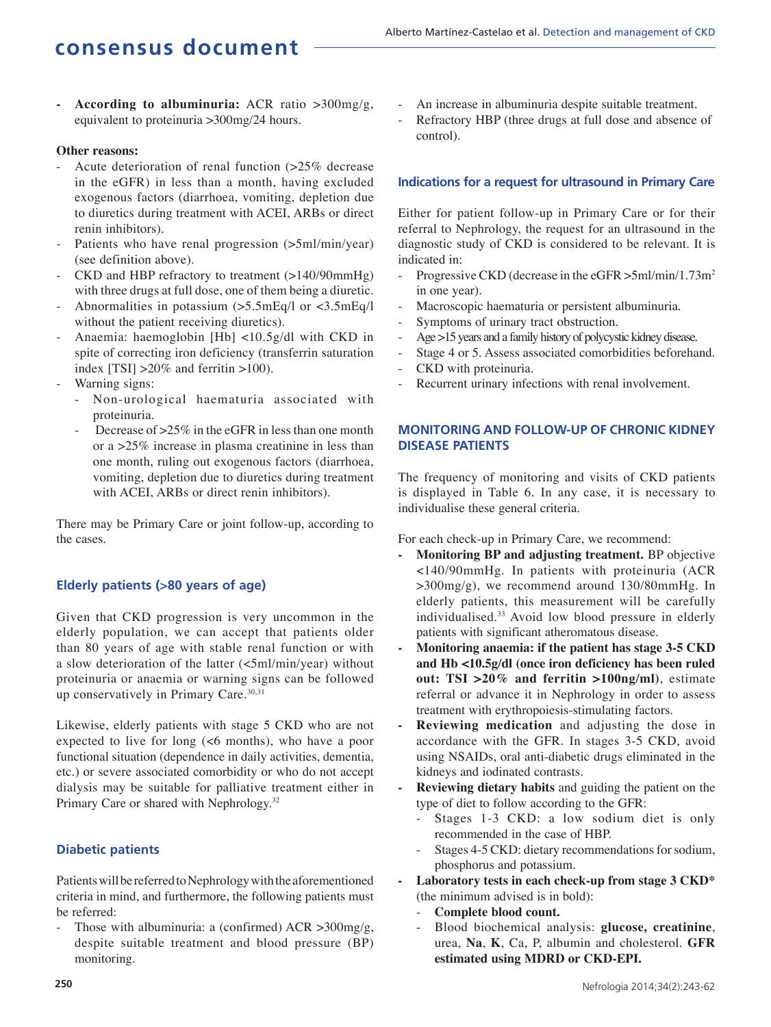- **According to albuminuria:** ACR ratio >300mg/g, equivalent to proteinuria >300mg/24 hours.

**Other reasons:**

- Acute deterioration of renal function (>25% decrease in the eGFR) in less than a month, having excluded exogenous factors (diarrhoea, vomiting, depletion due to diuretics during treatment with ACEI, ARBs or direct renin inhibitors).
- Patients who have renal progression (>5ml/min/year) (see definition above).
- CKD and HBP refractory to treatment (>140/90mmHg) with three drugs at full dose, one of them being a diuretic.
- Abnormalities in potassium (>5.5mEq/l or <3.5mEq/l without the patient receiving diuretics).
- Anaemia: haemoglobin [Hb] <10.5g/dl with CKD in spite of correcting iron deficiency (transferrin saturation index [TSI] >20% and ferritin >100).
- Warning signs:
  - Non-urological haematuria associated with proteinuria.
  - Decrease of >25% in the eGFR in less than one month or a >25% increase in plasma creatinine in less than one month, ruling out exogenous factors (diarrhoea, vomiting, depletion due to diuretics during treatment with ACEI, ARBs or direct renin inhibitors).

There may be Primary Care or joint follow-up, according to the cases.

### Elderly patients (>80 years of age)

Given that CKD progression is very uncommon in the elderly population, we can accept that patients older than 80 years of age with stable renal function or with a slow deterioration of the latter (<5ml/min/year) without proteinuria or anaemia or warning signs can be followed up conservatively in Primary Care.[30,31]

Likewise, elderly patients with stage 5 CKD who are not expected to live for long (<6 months), who have a poor functional situation (dependence in daily activities, dementia, etc.) or severe associated comorbidity or who do not accept dialysis may be suitable for palliative treatment either in Primary Care or shared with Nephrology.[32]

### Diabetic patients

Patients will be referred to Nephrology with the aforementioned criteria in mind, and furthermore, the following patients must be referred:

- Those with albuminuria: a (confirmed) ACR >300mg/g, despite suitable treatment and blood pressure (BP) monitoring.
- An increase in albuminuria despite suitable treatment.
- Refractory HBP (three drugs at full dose and absence of control).

### Indications for a request for ultrasound in Primary Care

Either for patient follow-up in Primary Care or for their referral to Nephrology, the request for an ultrasound in the diagnostic study of CKD is considered to be relevant. It is indicated in:

- Progressive CKD (decrease in the eGFR >5ml/min/1.73m$^2$ in one year).
- Macroscopic haematuria or persistent albuminuria.
- Symptoms of urinary tract obstruction.
- Age >15 years and a family history of polycystic kidney disease.
- Stage 4 or 5. Assess associated comorbidities beforehand.
- CKD with proteinuria.
- Recurrent urinary infections with renal involvement.

## MONITORING AND FOLLOW-UP OF CHRONIC KIDNEY DISEASE PATIENTS

The frequency of monitoring and visits of CKD patients is displayed in Table 6. In any case, it is necessary to individualise these general criteria.

For each check-up in Primary Care, we recommend:

- **Monitoring BP and adjusting treatment.** BP objective <140/90mmHg. In patients with proteinuria (ACR >300mg/g), we recommend around 130/80mmHg. In elderly patients, this measurement will be carefully individualised.[33] Avoid low blood pressure in elderly patients with significant atheromatous disease.
- **Monitoring anaemia: if the patient has stage 3-5 CKD and Hb <10.5g/dl (once iron deficiency has been ruled out: TSI >20% and ferritin >100ng/ml)**, estimate referral or advance it in Nephrology in order to assess treatment with erythropoiesis-stimulating factors.
- **Reviewing medication** and adjusting the dose in accordance with the GFR. In stages 3-5 CKD, avoid using NSAIDs, oral anti-diabetic drugs eliminated in the kidneys and iodinated contrasts.
- **Reviewing dietary habits** and guiding the patient on the type of diet to follow according to the GFR:
  - Stages 1-3 CKD: a low sodium diet is only recommended in the case of HBP.
  - Stages 4-5 CKD: dietary recommendations for sodium, phosphorus and potassium.
- **Laboratory tests in each check-up from stage 3 CKD*** (the minimum advised is in bold):
  - **Complete blood count.**
  - Blood biochemical analysis: **glucose, creatinine**, urea, **Na**, **K**, Ca, P, albumin and cholesterol. **GFR estimated using MDRD or CKD-EPI.**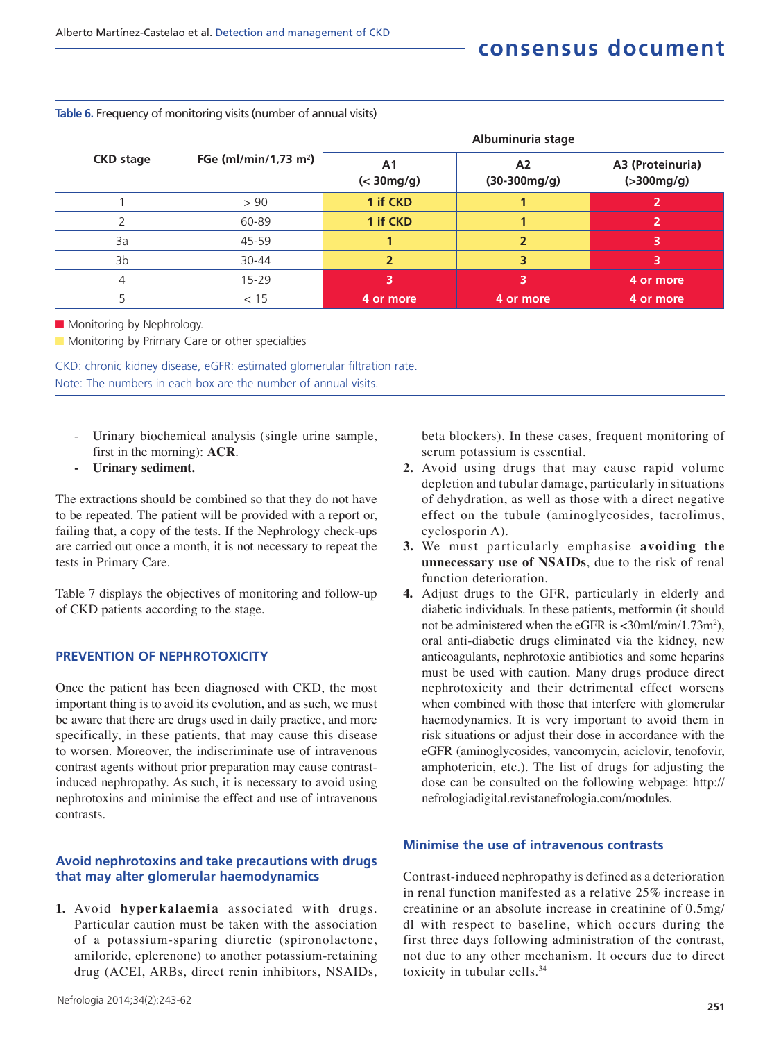Table 6. Frequency of monitoring visits (number of annual visits)

| CKD stage | FGe (ml/min/1,73 m²) | Albuminuria stage | | |
|---|---|---|---|---|
| | | A1 (< 30mg/g) | A2 (30-300mg/g) | A3 (Proteinuria) (>300mg/g) |
| 1 | > 90 | 1 if CKD | 1 | 2 |
| 2 | 60-89 | 1 if CKD | 1 | 2 |
| 3a | 45-59 | 1 | 2 | 3 |
| 3b | 30-44 | 2 | 3 | 3 |
| 4 | 15-29 | 3 | 3 | 4 or more |
| 5 | < 15 | 4 or more | 4 or more | 4 or more |

■ Monitoring by Nephrology.
■ Monitoring by Primary Care or other specialties

CKD: chronic kidney disease, eGFR: estimated glomerular filtration rate.
Note: The numbers in each box are the number of annual visits.

- Urinary biochemical analysis (single urine sample, first in the morning): **ACR**.
- **Urinary sediment.**

The extractions should be combined so that they do not have to be repeated. The patient will be provided with a report or, failing that, a copy of the tests. If the Nephrology check-ups are carried out once a month, it is not necessary to repeat the tests in Primary Care.

Table 7 displays the objectives of monitoring and follow-up of CKD patients according to the stage.

## PREVENTION OF NEPHROTOXICITY

Once the patient has been diagnosed with CKD, the most important thing is to avoid its evolution, and as such, we must be aware that there are drugs used in daily practice, and more specifically, in these patients, that may cause this disease to worsen. Moreover, the indiscriminate use of intravenous contrast agents without prior preparation may cause contrast-induced nephropathy. As such, it is necessary to avoid using nephrotoxins and minimise the effect and use of intravenous contrasts.

### Avoid nephrotoxins and take precautions with drugs that may alter glomerular haemodynamics

1. Avoid **hyperkalaemia** associated with drugs. Particular caution must be taken with the association of a potassium-sparing diuretic (spironolactone, amiloride, eplerenone) to another potassium-retaining drug (ACEI, ARBs, direct renin inhibitors, NSAIDs, beta blockers). In these cases, frequent monitoring of serum potassium is essential.
2. Avoid using drugs that may cause rapid volume depletion and tubular damage, particularly in situations of dehydration, as well as those with a direct negative effect on the tubule (aminoglycosides, tacrolimus, cyclosporin A).
3. We must particularly emphasise **avoiding the unnecessary use of NSAIDs**, due to the risk of renal function deterioration.
4. Adjust drugs to the GFR, particularly in elderly and diabetic individuals. In these patients, metformin (it should not be administered when the eGFR is <30ml/min/1.73m²), oral anti-diabetic drugs eliminated via the kidney, new anticoagulants, nephrotoxic antibiotics and some heparins must be used with caution. Many drugs produce direct nephrotoxicity and their detrimental effect worsens when combined with those that interfere with glomerular haemodynamics. It is very important to avoid them in risk situations or adjust their dose in accordance with the eGFR (aminoglycosides, vancomycin, aciclovir, tenofovir, amphotericin, etc.). The list of drugs for adjusting the dose can be consulted on the following webpage: http://nefrologiadigital.revistanefrologia.com/modules.

### Minimise the use of intravenous contrasts

Contrast-induced nephropathy is defined as a deterioration in renal function manifested as a relative 25% increase in creatinine or an absolute increase in creatinine of 0.5mg/dl with respect to baseline, which occurs during the first three days following administration of the contrast, not due to any other mechanism. It occurs due to direct toxicity in tubular cells.[34]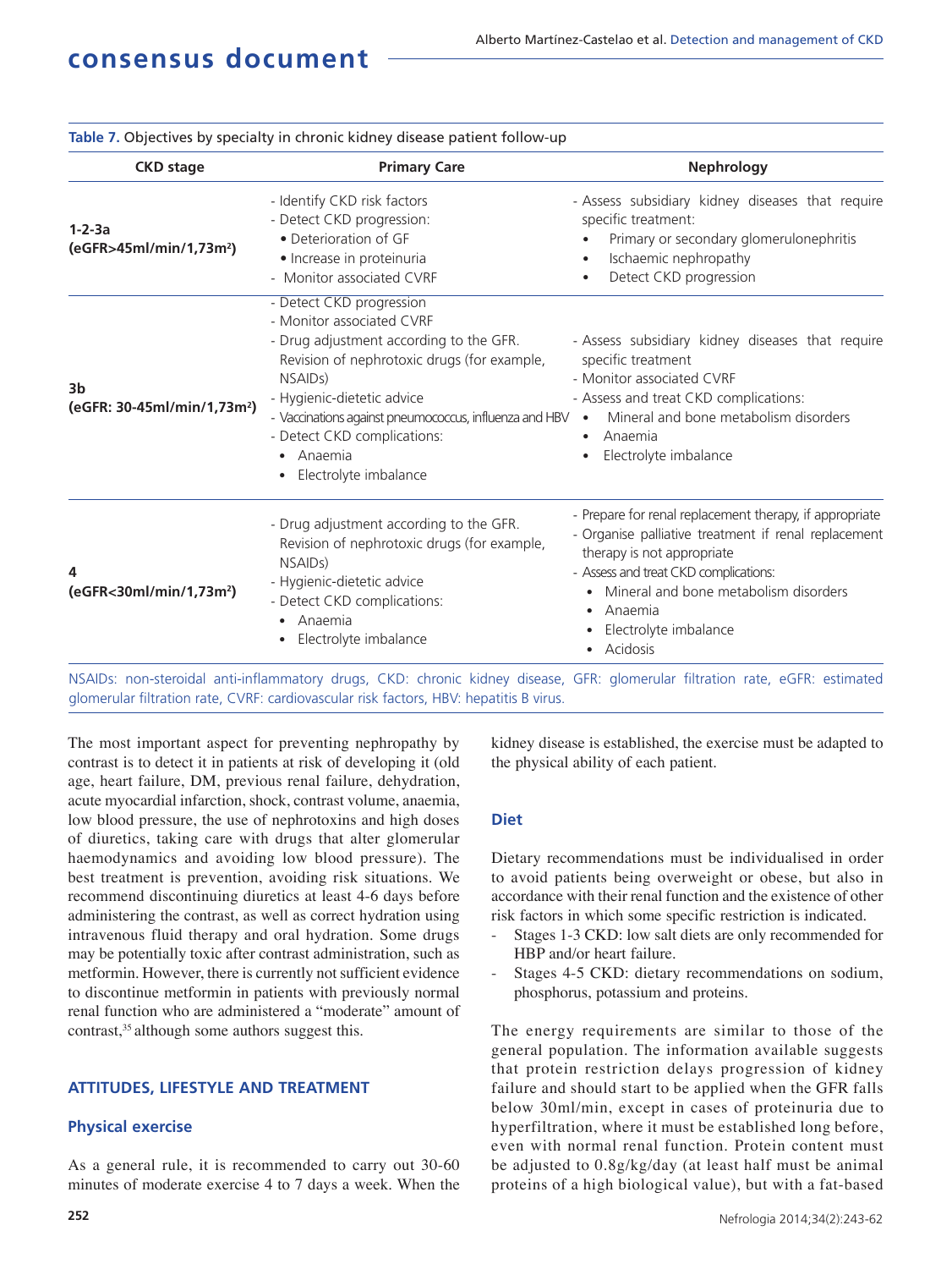**Table 7.** Objectives by specialty in chronic kidney disease patient follow-up

| CKD stage | Primary Care | Nephrology |
|---|---|---|
| **1-2-3a (eGFR>45ml/min/1,73m$^2$)** | - Identify CKD risk factors<br>- Detect CKD progression:<br>• Deterioration of GF<br>• Increase in proteinuria<br>- Monitor associated CVRF | - Assess subsidiary kidney diseases that require specific treatment:<br>• Primary or secondary glomerulonephritis<br>• Ischaemic nephropathy<br>• Detect CKD progression |
| **3b (eGFR: 30-45ml/min/1,73m$^2$)** | - Detect CKD progression<br>- Monitor associated CVRF<br>- Drug adjustment according to the GFR. Revision of nephrotoxic drugs (for example, NSAIDs)<br>- Hygienic-dietetic advice<br>- Vaccinations against pneumococcus, influenza and HBV<br>- Detect CKD complications:<br>• Anaemia<br>• Electrolyte imbalance | - Assess subsidiary kidney diseases that require specific treatment<br>- Monitor associated CVRF<br>- Assess and treat CKD complications:<br>• Mineral and bone metabolism disorders<br>• Anaemia<br>• Electrolyte imbalance |
| **4 (eGFR<30ml/min/1,73m$^2$)** | - Drug adjustment according to the GFR. Revision of nephrotoxic drugs (for example, NSAIDs)<br>- Hygienic-dietetic advice<br>- Detect CKD complications:<br>• Anaemia<br>• Electrolyte imbalance | - Prepare for renal replacement therapy, if appropriate<br>- Organise palliative treatment if renal replacement therapy is not appropriate<br>- Assess and treat CKD complications:<br>• Mineral and bone metabolism disorders<br>• Anaemia<br>• Electrolyte imbalance<br>• Acidosis |

NSAIDs: non-steroidal anti-inflammatory drugs, CKD: chronic kidney disease, GFR: glomerular filtration rate, eGFR: estimated glomerular filtration rate, CVRF: cardiovascular risk factors, HBV: hepatitis B virus.

The most important aspect for preventing nephropathy by contrast is to detect it in patients at risk of developing it (old age, heart failure, DM, previous renal failure, dehydration, acute myocardial infarction, shock, contrast volume, anaemia, low blood pressure, the use of nephrotoxins and high doses of diuretics, taking care with drugs that alter glomerular haemodynamics and avoiding low blood pressure). The best treatment is prevention, avoiding risk situations. We recommend discontinuing diuretics at least 4-6 days before administering the contrast, as well as correct hydration using intravenous fluid therapy and oral hydration. Some drugs may be potentially toxic after contrast administration, such as metformin. However, there is currently not sufficient evidence to discontinue metformin in patients with previously normal renal function who are administered a "moderate" amount of contrast,[35] although some authors suggest this.

## ATTITUDES, LIFESTYLE AND TREATMENT

### Physical exercise

As a general rule, it is recommended to carry out 30-60 minutes of moderate exercise 4 to 7 days a week. When the kidney disease is established, the exercise must be adapted to the physical ability of each patient.

### Diet

Dietary recommendations must be individualised in order to avoid patients being overweight or obese, but also in accordance with their renal function and the existence of other risk factors in which some specific restriction is indicated.

- Stages 1-3 CKD: low salt diets are only recommended for HBP and/or heart failure.
- Stages 4-5 CKD: dietary recommendations on sodium, phosphorus, potassium and proteins.

The energy requirements are similar to those of the general population. The information available suggests that protein restriction delays progression of kidney failure and should start to be applied when the GFR falls below 30ml/min, except in cases of proteinuria due to hyperfiltration, where it must be established long before, even with normal renal function. Protein content must be adjusted to 0.8g/kg/day (at least half must be animal proteins of a high biological value), but with a fat-based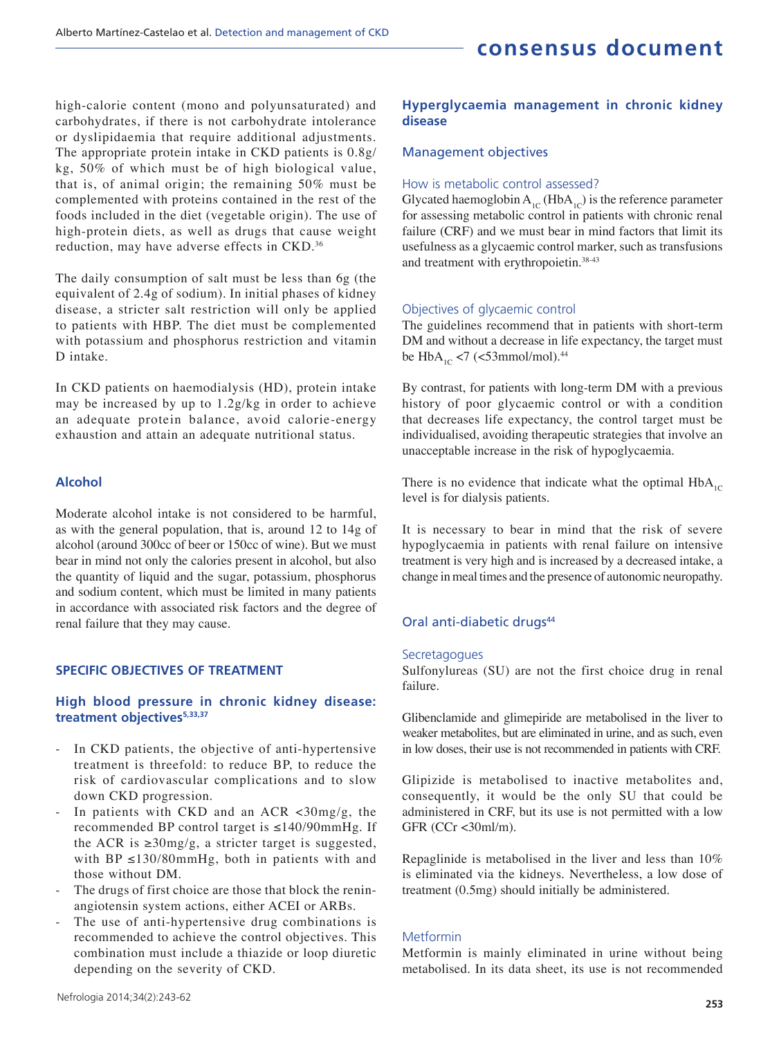high-calorie content (mono and polyunsaturated) and carbohydrates, if there is not carbohydrate intolerance or dyslipidaemia that require additional adjustments. The appropriate protein intake in CKD patients is 0.8g/kg, 50% of which must be of high biological value, that is, of animal origin; the remaining 50% must be complemented with proteins contained in the rest of the foods included in the diet (vegetable origin). The use of high-protein diets, as well as drugs that cause weight reduction, may have adverse effects in CKD.[36]

The daily consumption of salt must be less than 6g (the equivalent of 2.4g of sodium). In initial phases of kidney disease, a stricter salt restriction will only be applied to patients with HBP. The diet must be complemented with potassium and phosphorus restriction and vitamin D intake.

In CKD patients on haemodialysis (HD), protein intake may be increased by up to 1.2g/kg in order to achieve an adequate protein balance, avoid calorie-energy exhaustion and attain an adequate nutritional status.

### Alcohol

Moderate alcohol intake is not considered to be harmful, as with the general population, that is, around 12 to 14g of alcohol (around 300cc of beer or 150cc of wine). But we must bear in mind not only the calories present in alcohol, but also the quantity of liquid and the sugar, potassium, phosphorus and sodium content, which must be limited in many patients in accordance with associated risk factors and the degree of renal failure that they may cause.

## SPECIFIC OBJECTIVES OF TREATMENT

### High blood pressure in chronic kidney disease: treatment objectives[5,33,37]

- In CKD patients, the objective of anti-hypertensive treatment is threefold: to reduce BP, to reduce the risk of cardiovascular complications and to slow down CKD progression.
- In patients with CKD and an ACR <30mg/g, the recommended BP control target is ≤140/90mmHg. If the ACR is ≥30mg/g, a stricter target is suggested, with BP ≤130/80mmHg, both in patients with and those without DM.
- The drugs of first choice are those that block the renin-angiotensin system actions, either ACEI or ARBs.
- The use of anti-hypertensive drug combinations is recommended to achieve the control objectives. This combination must include a thiazide or loop diuretic depending on the severity of CKD.

### Hyperglycaemia management in chronic kidney disease

#### Management objectives

##### How is metabolic control assessed?

Glycated haemoglobin $A_{1C}$ ($HbA_{1C}$) is the reference parameter for assessing metabolic control in patients with chronic renal failure (CRF) and we must bear in mind factors that limit its usefulness as a glycaemic control marker, such as transfusions and treatment with erythropoietin.[38-43]

##### Objectives of glycaemic control

The guidelines recommend that in patients with short-term DM and without a decrease in life expectancy, the target must be $HbA_{1C}$ <7 (<53mmol/mol).[44]

By contrast, for patients with long-term DM with a previous history of poor glycaemic control or with a condition that decreases life expectancy, the control target must be individualised, avoiding therapeutic strategies that involve an unacceptable increase in the risk of hypoglycaemia.

There is no evidence that indicate what the optimal $HbA_{1C}$ level is for dialysis patients.

It is necessary to bear in mind that the risk of severe hypoglycaemia in patients with renal failure on intensive treatment is very high and is increased by a decreased intake, a change in meal times and the presence of autonomic neuropathy.

#### Oral anti-diabetic drugs[44]

##### Secretagogues

Sulfonylureas (SU) are not the first choice drug in renal failure.

Glibenclamide and glimepiride are metabolised in the liver to weaker metabolites, but are eliminated in urine, and as such, even in low doses, their use is not recommended in patients with CRF.

Glipizide is metabolised to inactive metabolites and, consequently, it would be the only SU that could be administered in CRF, but its use is not permitted with a low GFR (CCr <30ml/m).

Repaglinide is metabolised in the liver and less than 10% is eliminated via the kidneys. Nevertheless, a low dose of treatment (0.5mg) should initially be administered.

##### Metformin

Metformin is mainly eliminated in urine without being metabolised. In its data sheet, its use is not recommended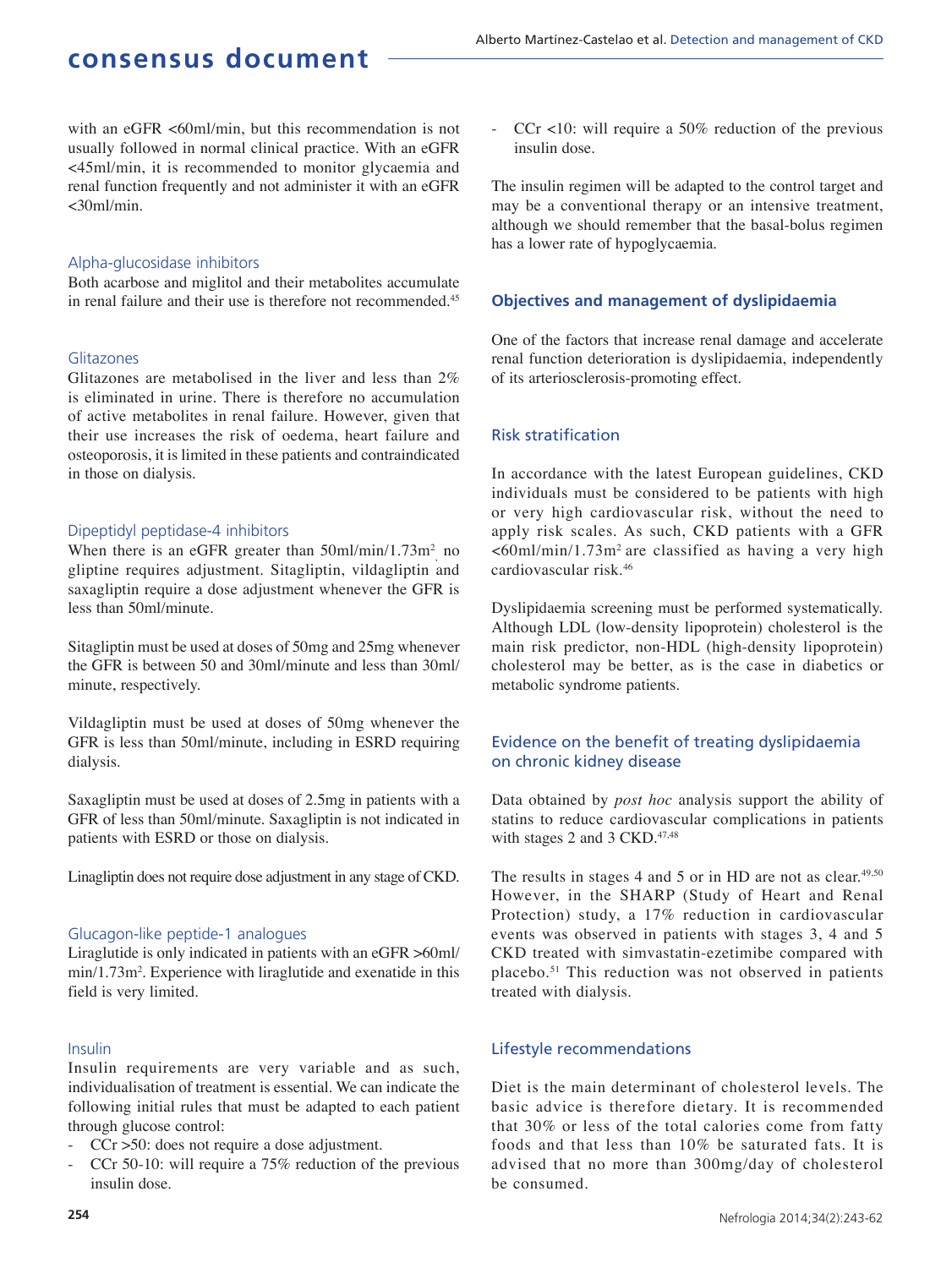with an eGFR <60ml/min, but this recommendation is not usually followed in normal clinical practice. With an eGFR <45ml/min, it is recommended to monitor glycaemia and renal function frequently and not administer it with an eGFR <30ml/min.

### Alpha-glucosidase inhibitors

Both acarbose and miglitol and their metabolites accumulate in renal failure and their use is therefore not recommended.[45]

### Glitazones

Glitazones are metabolised in the liver and less than 2% is eliminated in urine. There is therefore no accumulation of active metabolites in renal failure. However, given that their use increases the risk of oedema, heart failure and osteoporosis, it is limited in these patients and contraindicated in those on dialysis.

### Dipeptidyl peptidase-4 inhibitors

When there is an eGFR greater than 50ml/min/1.73m$^2$, no gliptine requires adjustment. Sitagliptin, vildagliptin and saxagliptin require a dose adjustment whenever the GFR is less than 50ml/minute.

Sitagliptin must be used at doses of 50mg and 25mg whenever the GFR is between 50 and 30ml/minute and less than 30ml/minute, respectively.

Vildagliptin must be used at doses of 50mg whenever the GFR is less than 50ml/minute, including in ESRD requiring dialysis.

Saxagliptin must be used at doses of 2.5mg in patients with a GFR of less than 50ml/minute. Saxagliptin is not indicated in patients with ESRD or those on dialysis.

Linagliptin does not require dose adjustment in any stage of CKD.

### Glucagon-like peptide-1 analogues

Liraglutide is only indicated in patients with an eGFR >60ml/min/1.73m$^2$. Experience with liraglutide and exenatide in this field is very limited.

### Insulin

Insulin requirements are very variable and as such, individualisation of treatment is essential. We can indicate the following initial rules that must be adapted to each patient through glucose control:

- CCr >50: does not require a dose adjustment.
- CCr 50-10: will require a 75% reduction of the previous insulin dose.
- CCr <10: will require a 50% reduction of the previous insulin dose.

The insulin regimen will be adapted to the control target and may be a conventional therapy or an intensive treatment, although we should remember that the basal-bolus regimen has a lower rate of hypoglycaemia.

## Objectives and management of dyslipidaemia

One of the factors that increase renal damage and accelerate renal function deterioration is dyslipidaemia, independently of its arteriosclerosis-promoting effect.

### Risk stratification

In accordance with the latest European guidelines, CKD individuals must be considered to be patients with high or very high cardiovascular risk, without the need to apply risk scales. As such, CKD patients with a GFR <60ml/min/1.73m$^2$ are classified as having a very high cardiovascular risk.[46]

Dyslipidaemia screening must be performed systematically. Although LDL (low-density lipoprotein) cholesterol is the main risk predictor, non-HDL (high-density lipoprotein) cholesterol may be better, as is the case in diabetics or metabolic syndrome patients.

### Evidence on the benefit of treating dyslipidaemia on chronic kidney disease

Data obtained by *post hoc* analysis support the ability of statins to reduce cardiovascular complications in patients with stages 2 and 3 CKD.[47,48]

The results in stages 4 and 5 or in HD are not as clear.[49,50] However, in the SHARP (Study of Heart and Renal Protection) study, a 17% reduction in cardiovascular events was observed in patients with stages 3, 4 and 5 CKD treated with simvastatin-ezetimibe compared with placebo.[51] This reduction was not observed in patients treated with dialysis.

### Lifestyle recommendations

Diet is the main determinant of cholesterol levels. The basic advice is therefore dietary. It is recommended that 30% or less of the total calories come from fatty foods and that less than 10% be saturated fats. It is advised that no more than 300mg/day of cholesterol be consumed.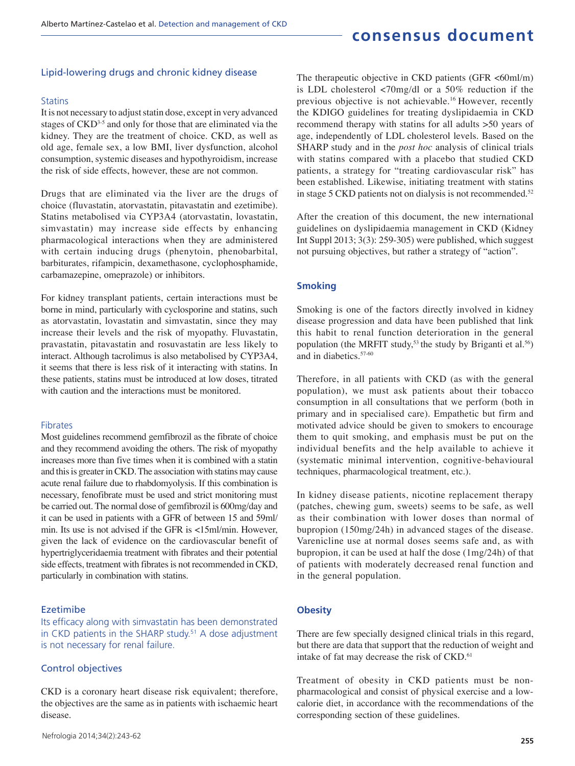## Lipid-lowering drugs and chronic kidney disease

### Statins

It is not necessary to adjust statin dose, except in very advanced stages of CKD[3-5] and only for those that are eliminated via the kidney. They are the treatment of choice. CKD, as well as old age, female sex, a low BMI, liver dysfunction, alcohol consumption, systemic diseases and hypothyroidism, increase the risk of side effects, however, these are not common.

Drugs that are eliminated via the liver are the drugs of choice (fluvastatin, atorvastatin, pitavastatin and ezetimibe). Statins metabolised via CYP3A4 (atorvastatin, lovastatin, simvastatin) may increase side effects by enhancing pharmacological interactions when they are administered with certain inducing drugs (phenytoin, phenobarbital, barbiturates, rifampicin, dexamethasone, cyclophosphamide, carbamazepine, omeprazole) or inhibitors.

For kidney transplant patients, certain interactions must be borne in mind, particularly with cyclosporine and statins, such as atorvastatin, lovastatin and simvastatin, since they may increase their levels and the risk of myopathy. Fluvastatin, pravastatin, pitavastatin and rosuvastatin are less likely to interact. Although tacrolimus is also metabolised by CYP3A4, it seems that there is less risk of it interacting with statins. In these patients, statins must be introduced at low doses, titrated with caution and the interactions must be monitored.

### Fibrates

Most guidelines recommend gemfibrozil as the fibrate of choice and they recommend avoiding the others. The risk of myopathy increases more than five times when it is combined with a statin and this is greater in CKD. The association with statins may cause acute renal failure due to rhabdomyolysis. If this combination is necessary, fenofibrate must be used and strict monitoring must be carried out. The normal dose of gemfibrozil is 600mg/day and it can be used in patients with a GFR of between 15 and 59ml/min. Its use is not advised if the GFR is <15ml/min. However, given the lack of evidence on the cardiovascular benefit of hypertriglyceridaemia treatment with fibrates and their potential side effects, treatment with fibrates is not recommended in CKD, particularly in combination with statins.

### Ezetimibe

Its efficacy along with simvastatin has been demonstrated in CKD patients in the SHARP study.[51] A dose adjustment is not necessary for renal failure.

### Control objectives

CKD is a coronary heart disease risk equivalent; therefore, the objectives are the same as in patients with ischaemic heart disease.

The therapeutic objective in CKD patients (GFR <60ml/m) is LDL cholesterol <70mg/dl or a 50% reduction if the previous objective is not achievable.[16] However, recently the KDIGO guidelines for treating dyslipidaemia in CKD recommend therapy with statins for all adults >50 years of age, independently of LDL cholesterol levels. Based on the SHARP study and in the *post hoc* analysis of clinical trials with statins compared with a placebo that studied CKD patients, a strategy for "treating cardiovascular risk" has been established. Likewise, initiating treatment with statins in stage 5 CKD patients not on dialysis is not recommended.[52]

After the creation of this document, the new international guidelines on dyslipidaemia management in CKD (Kidney Int Suppl 2013; 3(3): 259-305) were published, which suggest not pursuing objectives, but rather a strategy of "action".

## Smoking

Smoking is one of the factors directly involved in kidney disease progression and data have been published that link this habit to renal function deterioration in the general population (the MRFIT study,[53] the study by Briganti et al.[56]) and in diabetics.[57-60]

Therefore, in all patients with CKD (as with the general population), we must ask patients about their tobacco consumption in all consultations that we perform (both in primary and in specialised care). Empathetic but firm and motivated advice should be given to smokers to encourage them to quit smoking, and emphasis must be put on the individual benefits and the help available to achieve it (systematic minimal intervention, cognitive-behavioural techniques, pharmacological treatment, etc.).

In kidney disease patients, nicotine replacement therapy (patches, chewing gum, sweets) seems to be safe, as well as their combination with lower doses than normal of bupropion (150mg/24h) in advanced stages of the disease. Varenicline use at normal doses seems safe and, as with bupropion, it can be used at half the dose (1mg/24h) of that of patients with moderately decreased renal function and in the general population.

## Obesity

There are few specially designed clinical trials in this regard, but there are data that support that the reduction of weight and intake of fat may decrease the risk of CKD.[61]

Treatment of obesity in CKD patients must be non-pharmacological and consist of physical exercise and a low-calorie diet, in accordance with the recommendations of the corresponding section of these guidelines.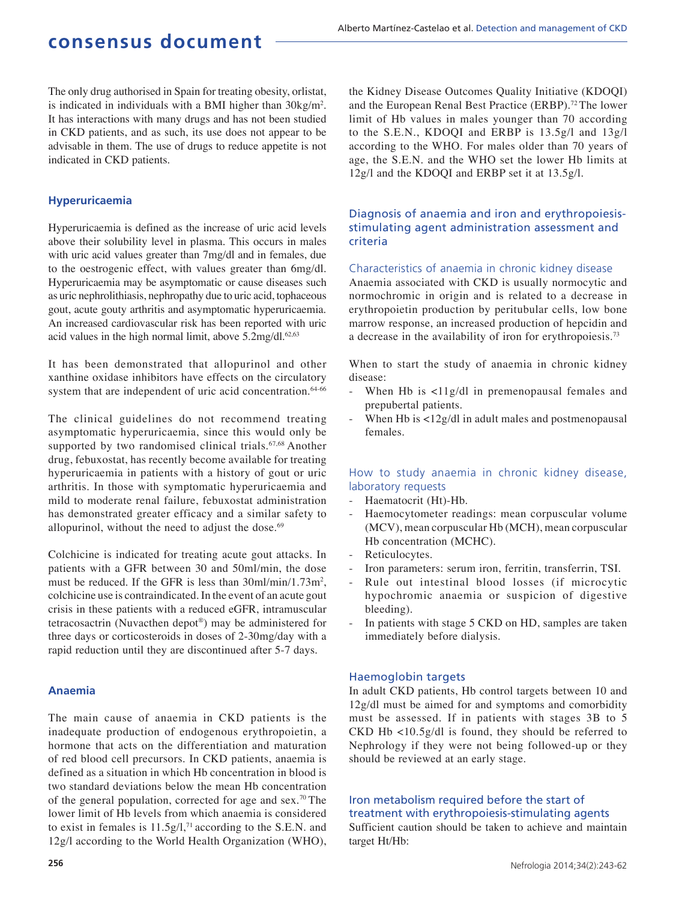The only drug authorised in Spain for treating obesity, orlistat, is indicated in individuals with a BMI higher than $30kg/m^2$. It has interactions with many drugs and has not been studied in CKD patients, and as such, its use does not appear to be advisable in them. The use of drugs to reduce appetite is not indicated in CKD patients.

## Hyperuricaemia

Hyperuricaemia is defined as the increase of uric acid levels above their solubility level in plasma. This occurs in males with uric acid values greater than 7mg/dl and in females, due to the oestrogenic effect, with values greater than 6mg/dl. Hyperuricaemia may be asymptomatic or cause diseases such as uric nephrolithiasis, nephropathy due to uric acid, tophaceous gout, acute gouty arthritis and asymptomatic hyperuricaemia. An increased cardiovascular risk has been reported with uric acid values in the high normal limit, above 5.2mg/dl.[62,63]

It has been demonstrated that allopurinol and other xanthine oxidase inhibitors have effects on the circulatory system that are independent of uric acid concentration.[64-66]

The clinical guidelines do not recommend treating asymptomatic hyperuricaemia, since this would only be supported by two randomised clinical trials.[67,68] Another drug, febuxostat, has recently become available for treating hyperuricaemia in patients with a history of gout or uric arthritis. In those with symptomatic hyperuricaemia and mild to moderate renal failure, febuxostat administration has demonstrated greater efficacy and a similar safety to allopurinol, without the need to adjust the dose.[69]

Colchicine is indicated for treating acute gout attacks. In patients with a GFR between 30 and 50ml/min, the dose must be reduced. If the GFR is less than $30ml/min/1.73m^2$, colchicine use is contraindicated. In the event of an acute gout crisis in these patients with a reduced eGFR, intramuscular tetracosactrin (Nuvacthen depot®) may be administered for three days or corticosteroids in doses of 2-30mg/day with a rapid reduction until they are discontinued after 5-7 days.

## Anaemia

The main cause of anaemia in CKD patients is the inadequate production of endogenous erythropoietin, a hormone that acts on the differentiation and maturation of red blood cell precursors. In CKD patients, anaemia is defined as a situation in which Hb concentration in blood is two standard deviations below the mean Hb concentration of the general population, corrected for age and sex.[70] The lower limit of Hb levels from which anaemia is considered to exist in females is 11.5g/l,[71] according to the S.E.N. and 12g/l according to the World Health Organization (WHO), the Kidney Disease Outcomes Quality Initiative (KDOQI) and the European Renal Best Practice (ERBP).[72] The lower limit of Hb values in males younger than 70 according to the S.E.N., KDOQI and ERBP is 13.5g/l and 13g/l according to the WHO. For males older than 70 years of age, the S.E.N. and the WHO set the lower Hb limits at 12g/l and the KDOQI and ERBP set it at 13.5g/l.

### Diagnosis of anaemia and iron and erythropoiesis-stimulating agent administration assessment and criteria

#### Characteristics of anaemia in chronic kidney disease

Anaemia associated with CKD is usually normocytic and normochromic in origin and is related to a decrease in erythropoietin production by peritubular cells, low bone marrow response, an increased production of hepcidin and a decrease in the availability of iron for erythropoiesis.[73]

When to start the study of anaemia in chronic kidney disease:

- When Hb is <11g/dl in premenopausal females and prepubertal patients.
- When Hb is <12g/dl in adult males and postmenopausal females.

#### How to study anaemia in chronic kidney disease, laboratory requests

- Haematocrit (Ht)-Hb.
- Haemocytometer readings: mean corpuscular volume (MCV), mean corpuscular Hb (MCH), mean corpuscular Hb concentration (MCHC).
- Reticulocytes.
- Iron parameters: serum iron, ferritin, transferrin, TSI.
- Rule out intestinal blood losses (if microcytic hypochromic anaemia or suspicion of digestive bleeding).
- In patients with stage 5 CKD on HD, samples are taken immediately before dialysis.

#### Haemoglobin targets

In adult CKD patients, Hb control targets between 10 and 12g/dl must be aimed for and symptoms and comorbidity must be assessed. If in patients with stages 3B to 5 CKD Hb <10.5g/dl is found, they should be referred to Nephrology if they were not being followed-up or they should be reviewed at an early stage.

#### Iron metabolism required before the start of treatment with erythropoiesis-stimulating agents

Sufficient caution should be taken to achieve and maintain target Ht/Hb: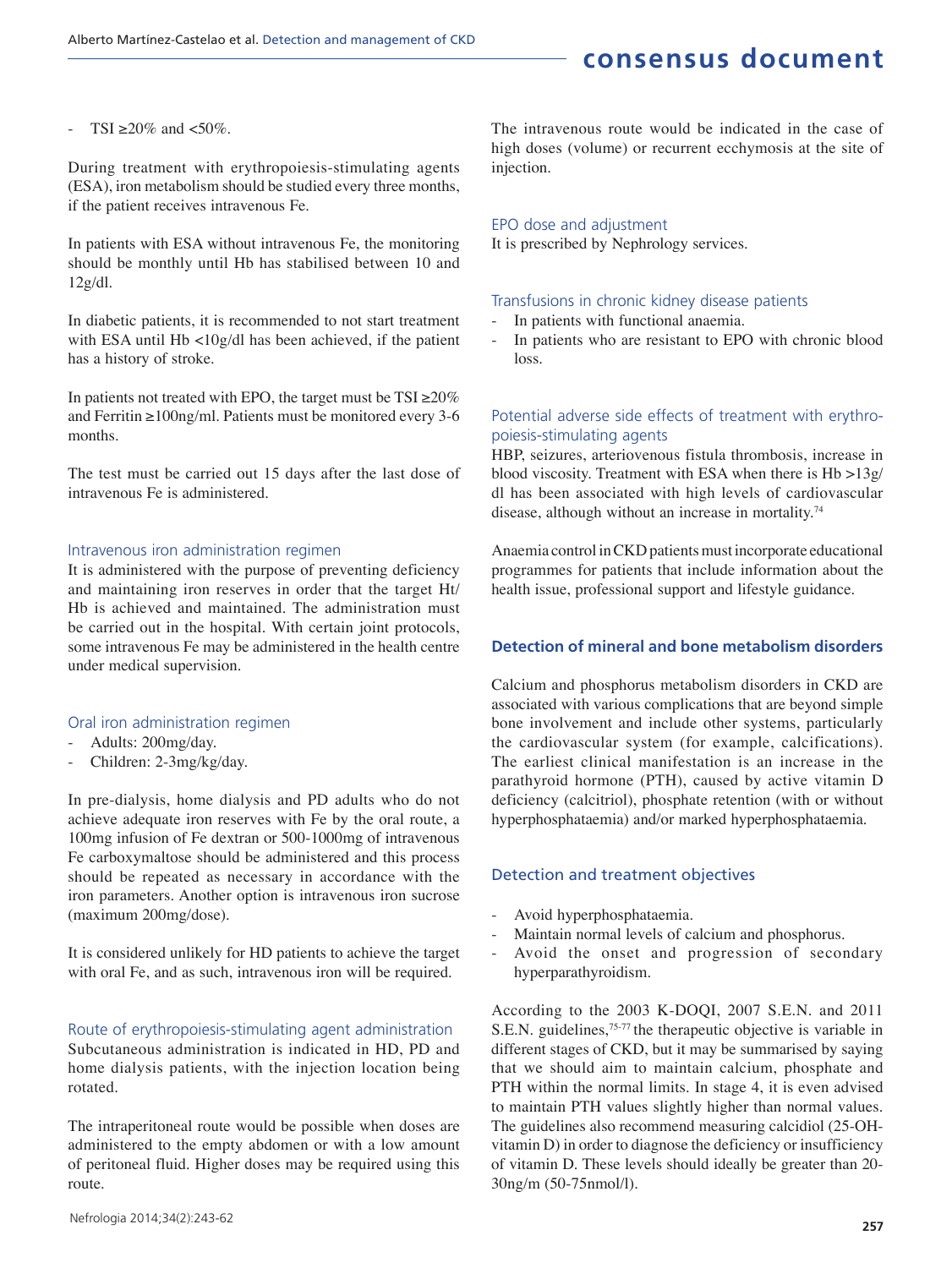- TSI ≥20% and <50%.

During treatment with erythropoiesis-stimulating agents (ESA), iron metabolism should be studied every three months, if the patient receives intravenous Fe.

In patients with ESA without intravenous Fe, the monitoring should be monthly until Hb has stabilised between 10 and 12g/dl.

In diabetic patients, it is recommended to not start treatment with ESA until Hb <10g/dl has been achieved, if the patient has a history of stroke.

In patients not treated with EPO, the target must be TSI ≥20% and Ferritin ≥100ng/ml. Patients must be monitored every 3-6 months.

The test must be carried out 15 days after the last dose of intravenous Fe is administered.

### Intravenous iron administration regimen

It is administered with the purpose of preventing deficiency and maintaining iron reserves in order that the target Ht/Hb is achieved and maintained. The administration must be carried out in the hospital. With certain joint protocols, some intravenous Fe may be administered in the health centre under medical supervision.

### Oral iron administration regimen

- Adults: 200mg/day.
- Children: 2-3mg/kg/day.

In pre-dialysis, home dialysis and PD adults who do not achieve adequate iron reserves with Fe by the oral route, a 100mg infusion of Fe dextran or 500-1000mg of intravenous Fe carboxymaltose should be administered and this process should be repeated as necessary in accordance with the iron parameters. Another option is intravenous iron sucrose (maximum 200mg/dose).

It is considered unlikely for HD patients to achieve the target with oral Fe, and as such, intravenous iron will be required.

### Route of erythropoiesis-stimulating agent administration

Subcutaneous administration is indicated in HD, PD and home dialysis patients, with the injection location being rotated.

The intraperitoneal route would be possible when doses are administered to the empty abdomen or with a low amount of peritoneal fluid. Higher doses may be required using this route.

The intravenous route would be indicated in the case of high doses (volume) or recurrent ecchymosis at the site of injection.

### EPO dose and adjustment

It is prescribed by Nephrology services.

### Transfusions in chronic kidney disease patients

- In patients with functional anaemia.
- In patients who are resistant to EPO with chronic blood loss.

### Potential adverse side effects of treatment with erythropoiesis-stimulating agents

HBP, seizures, arteriovenous fistula thrombosis, increase in blood viscosity. Treatment with ESA when there is Hb >13g/dl has been associated with high levels of cardiovascular disease, although without an increase in mortality.[74]

Anaemia control in CKD patients must incorporate educational programmes for patients that include information about the health issue, professional support and lifestyle guidance.

## Detection of mineral and bone metabolism disorders

Calcium and phosphorus metabolism disorders in CKD are associated with various complications that are beyond simple bone involvement and include other systems, particularly the cardiovascular system (for example, calcifications). The earliest clinical manifestation is an increase in the parathyroid hormone (PTH), caused by active vitamin D deficiency (calcitriol), phosphate retention (with or without hyperphosphataemia) and/or marked hyperphosphataemia.

### Detection and treatment objectives

- Avoid hyperphosphataemia.
- Maintain normal levels of calcium and phosphorus.
- Avoid the onset and progression of secondary hyperparathyroidism.

According to the 2003 K-DOQI, 2007 S.E.N. and 2011 S.E.N. guidelines,[75-77] the therapeutic objective is variable in different stages of CKD, but it may be summarised by saying that we should aim to maintain calcium, phosphate and PTH within the normal limits. In stage 4, it is even advised to maintain PTH values slightly higher than normal values. The guidelines also recommend measuring calcidiol (25-OH-vitamin D) in order to diagnose the deficiency or insufficiency of vitamin D. These levels should ideally be greater than 20-30ng/m (50-75nmol/l).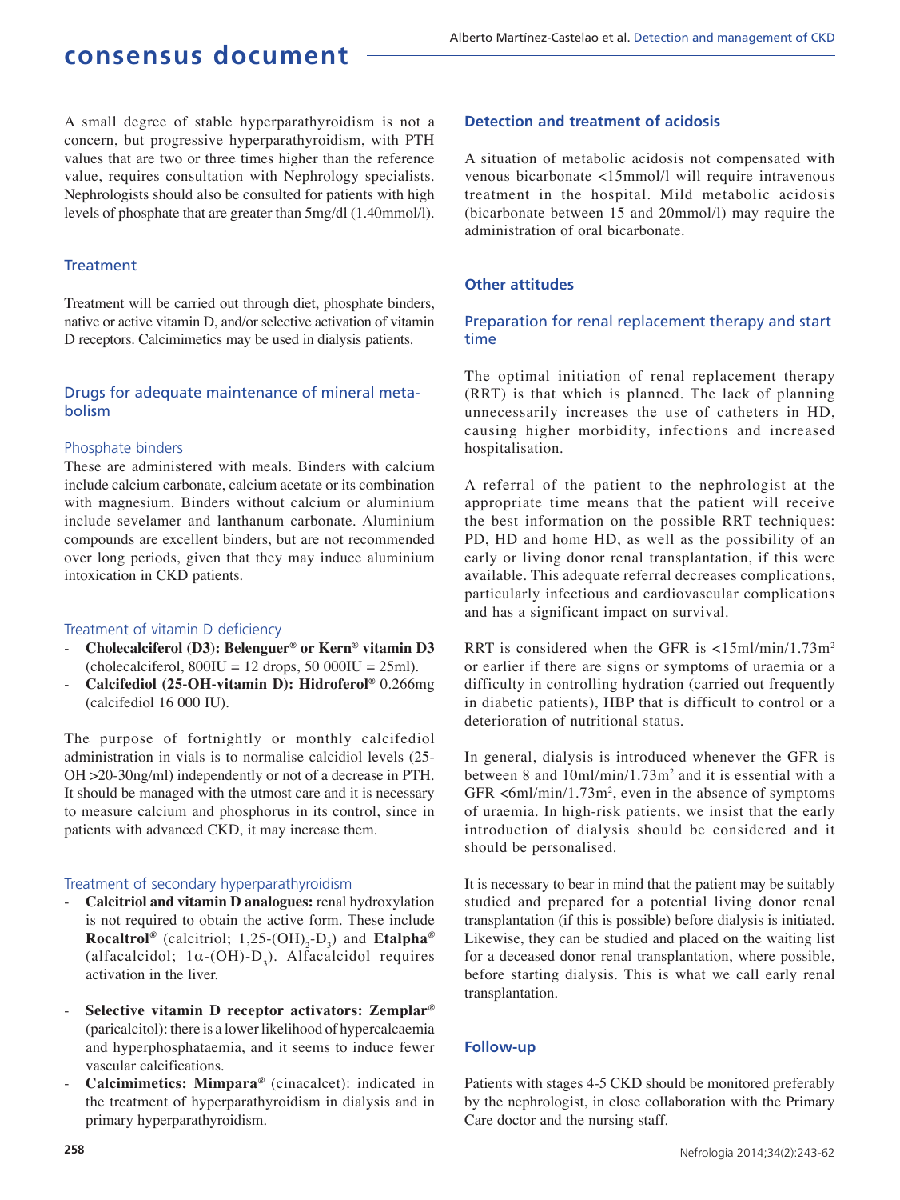A small degree of stable hyperparathyroidism is not a concern, but progressive hyperparathyroidism, with PTH values that are two or three times higher than the reference value, requires consultation with Nephrology specialists. Nephrologists should also be consulted for patients with high levels of phosphate that are greater than 5mg/dl (1.40mmol/l).

### Treatment

Treatment will be carried out through diet, phosphate binders, native or active vitamin D, and/or selective activation of vitamin D receptors. Calcimimetics may be used in dialysis patients.

### Drugs for adequate maintenance of mineral metabolism

#### Phosphate binders

These are administered with meals. Binders with calcium include calcium carbonate, calcium acetate or its combination with magnesium. Binders without calcium or aluminium include sevelamer and lanthanum carbonate. Aluminium compounds are excellent binders, but are not recommended over long periods, given that they may induce aluminium intoxication in CKD patients.

#### Treatment of vitamin D deficiency

- **Cholecalciferol (D3): Belenguer® or Kern® vitamin D3** (cholecalciferol, 800IU = 12 drops, 50 000IU = 25ml).
- **Calcifediol (25-OH-vitamin D): Hidroferol®** 0.266mg (calcifediol 16 000 IU).

The purpose of fortnightly or monthly calcifediol administration in vials is to normalise calcidiol levels (25-OH >20-30ng/ml) independently or not of a decrease in PTH. It should be managed with the utmost care and it is necessary to measure calcium and phosphorus in its control, since in patients with advanced CKD, it may increase them.

#### Treatment of secondary hyperparathyroidism

- **Calcitriol and vitamin D analogues:** renal hydroxylation is not required to obtain the active form. These include **Rocaltrol®** (calcitriol; 1,25-$(OH)_2$-$D_3$) and **Etalpha®** (alfacalcidol; 1$\alpha$-(OH)-$D_3$). Alfacalcidol requires activation in the liver.
- **Selective vitamin D receptor activators: Zemplar®** (paricalcitol): there is a lower likelihood of hypercalcaemia and hyperphosphataemia, and it seems to induce fewer vascular calcifications.
- **Calcimimetics: Mimpara®** (cinacalcet): indicated in the treatment of hyperparathyroidism in dialysis and in primary hyperparathyroidism.

### Detection and treatment of acidosis

A situation of metabolic acidosis not compensated with venous bicarbonate <15mmol/l will require intravenous treatment in the hospital. Mild metabolic acidosis (bicarbonate between 15 and 20mmol/l) may require the administration of oral bicarbonate.

### Other attitudes

#### Preparation for renal replacement therapy and start time

The optimal initiation of renal replacement therapy (RRT) is that which is planned. The lack of planning unnecessarily increases the use of catheters in HD, causing higher morbidity, infections and increased hospitalisation.

A referral of the patient to the nephrologist at the appropriate time means that the patient will receive the best information on the possible RRT techniques: PD, HD and home HD, as well as the possibility of an early or living donor renal transplantation, if this were available. This adequate referral decreases complications, particularly infectious and cardiovascular complications and has a significant impact on survival.

RRT is considered when the GFR is <15ml/min/1.73m$^2$ or earlier if there are signs or symptoms of uraemia or a difficulty in controlling hydration (carried out frequently in diabetic patients), HBP that is difficult to control or a deterioration of nutritional status.

In general, dialysis is introduced whenever the GFR is between 8 and 10ml/min/1.73m$^2$ and it is essential with a GFR <6ml/min/1.73m$^2$, even in the absence of symptoms of uraemia. In high-risk patients, we insist that the early introduction of dialysis should be considered and it should be personalised.

It is necessary to bear in mind that the patient may be suitably studied and prepared for a potential living donor renal transplantation (if this is possible) before dialysis is initiated. Likewise, they can be studied and placed on the waiting list for a deceased donor renal transplantation, where possible, before starting dialysis. This is what we call early renal transplantation.

### Follow-up

Patients with stages 4-5 CKD should be monitored preferably by the nephrologist, in close collaboration with the Primary Care doctor and the nursing staff.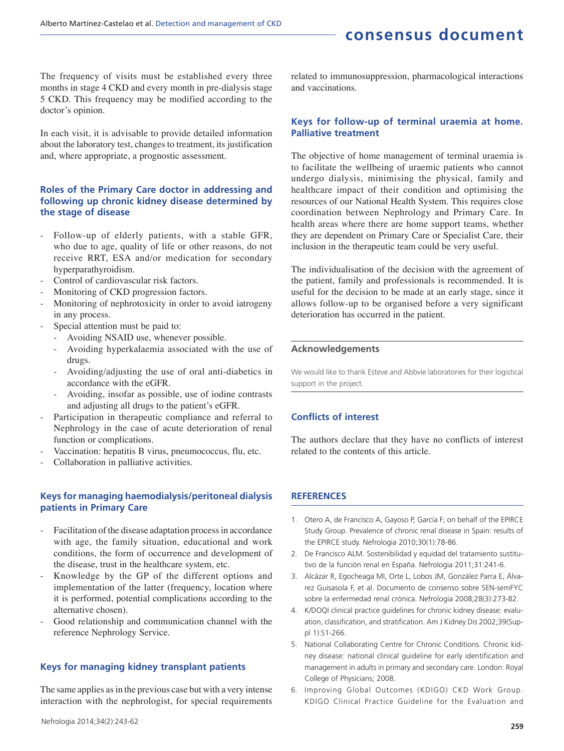The frequency of visits must be established every three months in stage 4 CKD and every month in pre-dialysis stage 5 CKD. This frequency may be modified according to the doctor's opinion.

In each visit, it is advisable to provide detailed information about the laboratory test, changes to treatment, its justification and, where appropriate, a prognostic assessment.

### Roles of the Primary Care doctor in addressing and following up chronic kidney disease determined by the stage of disease

- Follow-up of elderly patients, with a stable GFR, who due to age, quality of life or other reasons, do not receive RRT, ESA and/or medication for secondary hyperparathyroidism.
- Control of cardiovascular risk factors.
- Monitoring of CKD progression factors.
- Monitoring of nephrotoxicity in order to avoid iatrogeny in any process.
- Special attention must be paid to:
  - Avoiding NSAID use, whenever possible.
  - Avoiding hyperkalaemia associated with the use of drugs.
  - Avoiding/adjusting the use of oral anti-diabetics in accordance with the eGFR.
  - Avoiding, insofar as possible, use of iodine contrasts and adjusting all drugs to the patient's eGFR.
- Participation in therapeutic compliance and referral to Nephrology in the case of acute deterioration of renal function or complications.
- Vaccination: hepatitis B virus, pneumococcus, flu, etc.
- Collaboration in palliative activities.

### Keys for managing haemodialysis/peritoneal dialysis patients in Primary Care

- Facilitation of the disease adaptation process in accordance with age, the family situation, educational and work conditions, the form of occurrence and development of the disease, trust in the healthcare system, etc.
- Knowledge by the GP of the different options and implementation of the latter (frequency, location where it is performed, potential complications according to the alternative chosen).
- Good relationship and communication channel with the reference Nephrology Service.

### Keys for managing kidney transplant patients

The same applies as in the previous case but with a very intense interaction with the nephrologist, for special requirements related to immunosuppression, pharmacological interactions and vaccinations.

### Keys for follow-up of terminal uraemia at home. Palliative treatment

The objective of home management of terminal uraemia is to facilitate the wellbeing of uraemic patients who cannot undergo dialysis, minimising the physical, family and healthcare impact of their condition and optimising the resources of our National Health System. This requires close coordination between Nephrology and Primary Care. In health areas where there are home support teams, whether they are dependent on Primary Care or Specialist Care, their inclusion in the therapeutic team could be very useful.

The individualisation of the decision with the agreement of the patient, family and professionals is recommended. It is useful for the decision to be made at an early stage, since it allows follow-up to be organised before a very significant deterioration has occurred in the patient.

### Acknowledgements

We would like to thank Esteve and Abbvie laboratories for their logistical support in the project.

### Conflicts of interest

The authors declare that they have no conflicts of interest related to the contents of this article.

### REFERENCES

1. Otero A, de Francisco A, Gayoso P, García F; on behalf of the EPIRCE Study Group. Prevalence of chronic renal disease in Spain: results of the EPIRCE study. Nefrologia 2010;30(1):78-86.
2. De Francisco ALM. Sostenibilidad y equidad del tratamiento sustitutivo de la función renal en España. Nefrologia 2011;31:241-6.
3. Alcázar R, Egocheaga MI, Orte L, Lobos JM, González Parra E, Álvarez Guisasola F, et al. Documento de consenso sobre SEN-semFYC sobre la enfermedad renal crónica. Nefrologia 2008;28(3):273-82.
4. K/DOQI clinical practice guidelines for chronic kidney disease: evaluation, classification, and stratification. Am J Kidney Dis 2002;39(Suppl 1):S1-266.
5. National Collaborating Centre for Chronic Conditions. Chronic kidney disease: national clinical guideline for early identification and management in adults in primary and secondary care. London: Royal College of Physicians; 2008.
6. Improving Global Outcomes (KDIGO) CKD Work Group. KDIGO Clinical Practice Guideline for the Evaluation and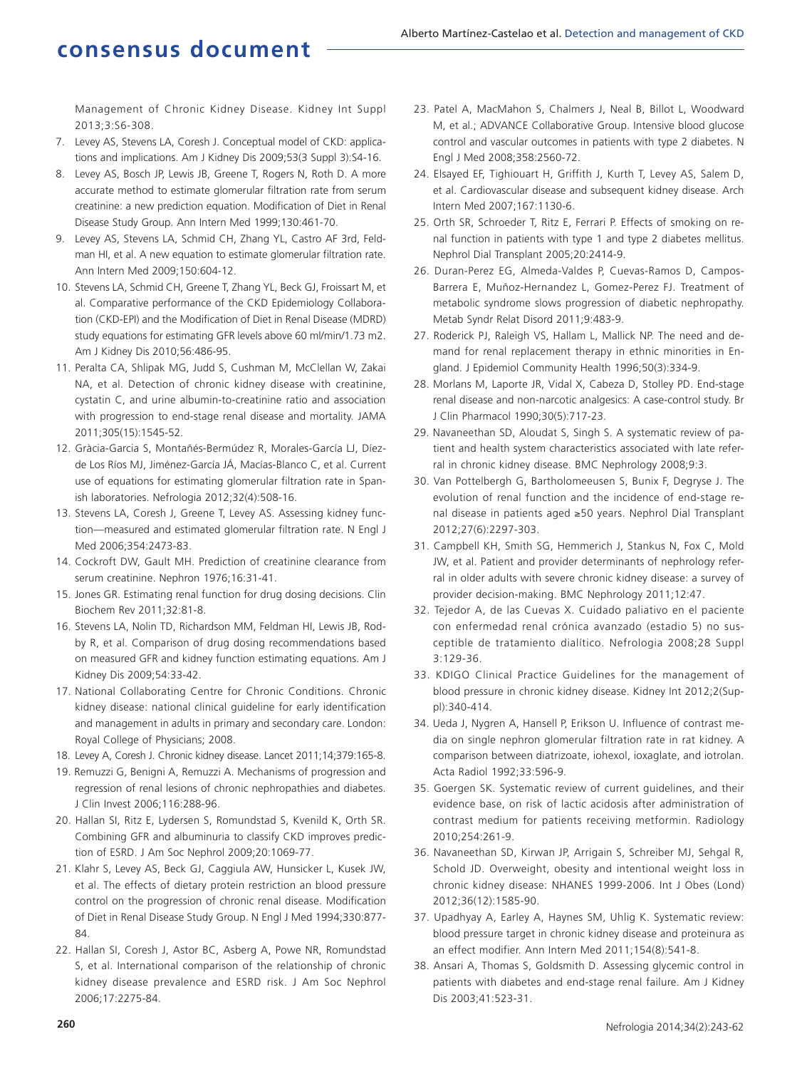Management of Chronic Kidney Disease. Kidney Int Suppl 2013;3:S6-308.

7. Levey AS, Stevens LA, Coresh J. Conceptual model of CKD: applications and implications. Am J Kidney Dis 2009;53(3 Suppl 3):S4-16.
8. Levey AS, Bosch JP, Lewis JB, Greene T, Rogers N, Roth D. A more accurate method to estimate glomerular filtration rate from serum creatinine: a new prediction equation. Modification of Diet in Renal Disease Study Group. Ann Intern Med 1999;130:461-70.
9. Levey AS, Stevens LA, Schmid CH, Zhang YL, Castro AF 3rd, Feldman HI, et al. A new equation to estimate glomerular filtration rate. Ann Intern Med 2009;150:604-12.
10. Stevens LA, Schmid CH, Greene T, Zhang YL, Beck GJ, Froissart M, et al. Comparative performance of the CKD Epidemiology Collaboration (CKD-EPI) and the Modification of Diet in Renal Disease (MDRD) study equations for estimating GFR levels above 60 ml/min/1.73 m2. Am J Kidney Dis 2010;56:486-95.
11. Peralta CA, Shlipak MG, Judd S, Cushman M, McClellan W, Zakai NA, et al. Detection of chronic kidney disease with creatinine, cystatin C, and urine albumin-to-creatinine ratio and association with progression to end-stage renal disease and mortality. JAMA 2011;305(15):1545-52.
12. Gràcia-Garcia S, Montañés-Bermúdez R, Morales-García LJ, Díez-de Los Ríos MJ, Jiménez-García JÁ, Macías-Blanco C, et al. Current use of equations for estimating glomerular filtration rate in Spanish laboratories. Nefrologia 2012;32(4):508-16.
13. Stevens LA, Coresh J, Greene T, Levey AS. Assessing kidney function—measured and estimated glomerular filtration rate. N Engl J Med 2006;354:2473-83.
14. Cockroft DW, Gault MH. Prediction of creatinine clearance from serum creatinine. Nephron 1976;16:31-41.
15. Jones GR. Estimating renal function for drug dosing decisions. Clin Biochem Rev 2011;32:81-8.
16. Stevens LA, Nolin TD, Richardson MM, Feldman HI, Lewis JB, Rodby R, et al. Comparison of drug dosing recommendations based on measured GFR and kidney function estimating equations. Am J Kidney Dis 2009;54:33-42.
17. National Collaborating Centre for Chronic Conditions. Chronic kidney disease: national clinical guideline for early identification and management in adults in primary and secondary care. London: Royal College of Physicians; 2008.
18. Levey A, Coresh J. Chronic kidney disease. Lancet 2011;14;379:165-8.
19. Remuzzi G, Benigni A, Remuzzi A. Mechanisms of progression and regression of renal lesions of chronic nephropathies and diabetes. J Clin Invest 2006;116:288-96.
20. Hallan SI, Ritz E, Lydersen S, Romundstad S, Kvenild K, Orth SR. Combining GFR and albuminuria to classify CKD improves prediction of ESRD. J Am Soc Nephrol 2009;20:1069-77.
21. Klahr S, Levey AS, Beck GJ, Caggiula AW, Hunsicker L, Kusek JW, et al. The effects of dietary protein restriction an blood pressure control on the progression of chronic renal disease. Modification of Diet in Renal Disease Study Group. N Engl J Med 1994;330:877-84.
22. Hallan SI, Coresh J, Astor BC, Asberg A, Powe NR, Romundstad S, et al. International comparison of the relationship of chronic kidney disease prevalence and ESRD risk. J Am Soc Nephrol 2006;17:2275-84.
23. Patel A, MacMahon S, Chalmers J, Neal B, Billot L, Woodward M, et al.; ADVANCE Collaborative Group. Intensive blood glucose control and vascular outcomes in patients with type 2 diabetes. N Engl J Med 2008;358:2560-72.
24. Elsayed EF, Tighiouart H, Griffith J, Kurth T, Levey AS, Salem D, et al. Cardiovascular disease and subsequent kidney disease. Arch Intern Med 2007;167:1130-6.
25. Orth SR, Schroeder T, Ritz E, Ferrari P. Effects of smoking on renal function in patients with type 1 and type 2 diabetes mellitus. Nephrol Dial Transplant 2005;20:2414-9.
26. Duran-Perez EG, Almeda-Valdes P, Cuevas-Ramos D, Campos-Barrera E, Muñoz-Hernandez L, Gomez-Perez FJ. Treatment of metabolic syndrome slows progression of diabetic nephropathy. Metab Syndr Relat Disord 2011;9:483-9.
27. Roderick PJ, Raleigh VS, Hallam L, Mallick NP. The need and demand for renal replacement therapy in ethnic minorities in England. J Epidemiol Community Health 1996;50(3):334-9.
28. Morlans M, Laporte JR, Vidal X, Cabeza D, Stolley PD. End-stage renal disease and non-narcotic analgesics: A case-control study. Br J Clin Pharmacol 1990;30(5):717-23.
29. Navaneethan SD, Aloudat S, Singh S. A systematic review of patient and health system characteristics associated with late referral in chronic kidney disease. BMC Nephrology 2008;9:3.
30. Van Pottelbergh G, Bartholomeeusen S, Bunix F, Degryse J. The evolution of renal function and the incidence of end-stage renal disease in patients aged ≥50 years. Nephrol Dial Transplant 2012;27(6):2297-303.
31. Campbell KH, Smith SG, Hemmerich J, Stankus N, Fox C, Mold JW, et al. Patient and provider determinants of nephrology referral in older adults with severe chronic kidney disease: a survey of provider decision-making. BMC Nephrology 2011;12:47.
32. Tejedor A, de las Cuevas X. Cuidado paliativo en el paciente con enfermedad renal crónica avanzado (estadio 5) no susceptible de tratamiento dialítico. Nefrologia 2008;28 Suppl 3:129-36.
33. KDIGO Clinical Practice Guidelines for the management of blood pressure in chronic kidney disease. Kidney Int 2012;2(Suppl):340-414.
34. Ueda J, Nygren A, Hansell P, Erikson U. Influence of contrast media on single nephron glomerular filtration rate in rat kidney. A comparison between diatrizoate, iohexol, ioxaglate, and iotrolan. Acta Radiol 1992;33:596-9.
35. Goergen SK. Systematic review of current guidelines, and their evidence base, on risk of lactic acidosis after administration of contrast medium for patients receiving metformin. Radiology 2010;254:261-9.
36. Navaneethan SD, Kirwan JP, Arrigain S, Schreiber MJ, Sehgal R, Schold JD. Overweight, obesity and intentional weight loss in chronic kidney disease: NHANES 1999-2006. Int J Obes (Lond) 2012;36(12):1585-90.
37. Upadhyay A, Earley A, Haynes SM, Uhlig K. Systematic review: blood pressure target in chronic kidney disease and proteinura as an effect modifier. Ann Intern Med 2011;154(8):541-8.
38. Ansari A, Thomas S, Goldsmith D. Assessing glycemic control in patients with diabetes and end-stage renal failure. Am J Kidney Dis 2003;41:523-31.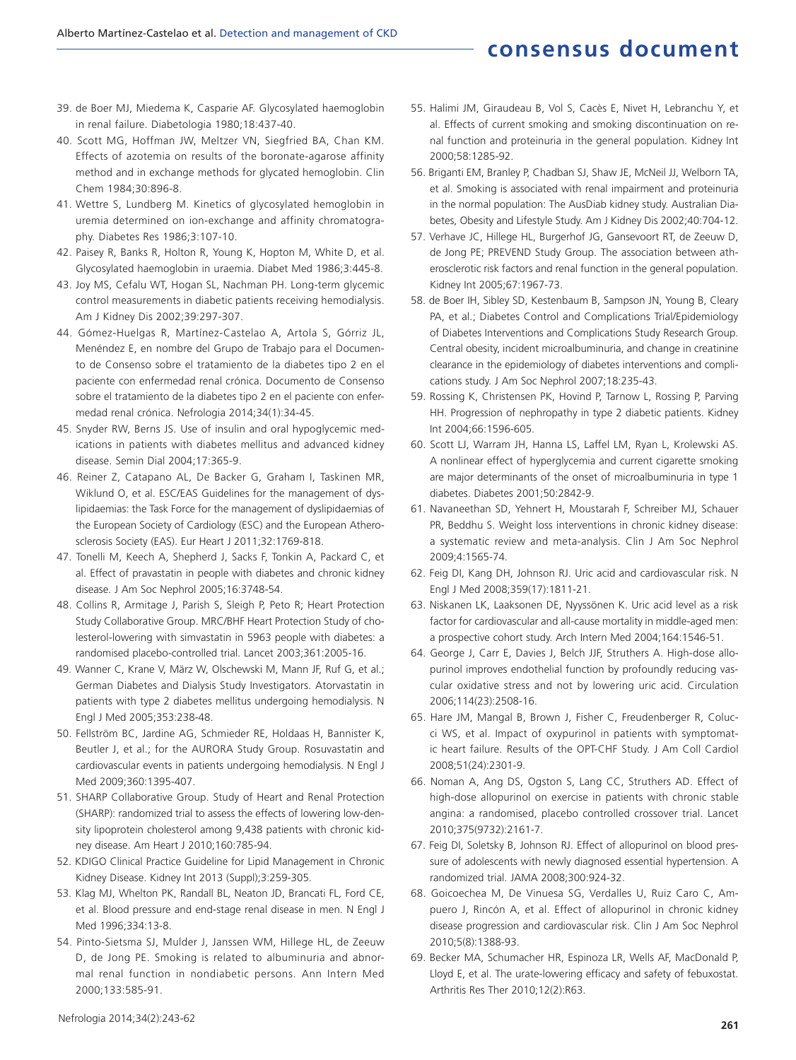39. de Boer MJ, Miedema K, Casparie AF. Glycosylated haemoglobin in renal failure. Diabetologia 1980;18:437-40.
40. Scott MG, Hoffman JW, Meltzer VN, Siegfried BA, Chan KM. Effects of azotemia on results of the boronate-agarose affinity method and in exchange methods for glycated hemoglobin. Clin Chem 1984;30:896-8.
41. Wettre S, Lundberg M. Kinetics of glycosylated hemoglobin in uremia determined on ion-exchange and affinity chromatography. Diabetes Res 1986;3:107-10.
42. Paisey R, Banks R, Holton R, Young K, Hopton M, White D, et al. Glycosylated haemoglobin in uraemia. Diabet Med 1986;3:445-8.
43. Joy MS, Cefalu WT, Hogan SL, Nachman PH. Long-term glycemic control measurements in diabetic patients receiving hemodialysis. Am J Kidney Dis 2002;39:297-307.
44. Gómez-Huelgas R, Martínez-Castelao A, Artola S, Górriz JL, Menéndez E, en nombre del Grupo de Trabajo para el Documento de Consenso sobre el tratamiento de la diabetes tipo 2 en el paciente con enfermedad renal crónica. Documento de Consenso sobre el tratamiento de la diabetes tipo 2 en el paciente con enfermedad renal crónica. Nefrologia 2014;34(1):34-45.
45. Snyder RW, Berns JS. Use of insulin and oral hypoglycemic medications in patients with diabetes mellitus and advanced kidney disease. Semin Dial 2004;17:365-9.
46. Reiner Z, Catapano AL, De Backer G, Graham I, Taskinen MR, Wiklund O, et al. ESC/EAS Guidelines for the management of dyslipidaemias: the Task Force for the management of dyslipidaemias of the European Society of Cardiology (ESC) and the European Atherosclerosis Society (EAS). Eur Heart J 2011;32:1769-818.
47. Tonelli M, Keech A, Shepherd J, Sacks F, Tonkin A, Packard C, et al. Effect of pravastatin in people with diabetes and chronic kidney disease. J Am Soc Nephrol 2005;16:3748-54.
48. Collins R, Armitage J, Parish S, Sleigh P, Peto R; Heart Protection Study Collaborative Group. MRC/BHF Heart Protection Study of cholesterol-lowering with simvastatin in 5963 people with diabetes: a randomised placebo-controlled trial. Lancet 2003;361:2005-16.
49. Wanner C, Krane V, März W, Olschewski M, Mann JF, Ruf G, et al.; German Diabetes and Dialysis Study Investigators. Atorvastatin in patients with type 2 diabetes mellitus undergoing hemodialysis. N Engl J Med 2005;353:238-48.
50. Fellström BC, Jardine AG, Schmieder RE, Holdaas H, Bannister K, Beutler J, et al.; for the AURORA Study Group. Rosuvastatin and cardiovascular events in patients undergoing hemodialysis. N Engl J Med 2009;360:1395-407.
51. SHARP Collaborative Group. Study of Heart and Renal Protection (SHARP): randomized trial to assess the effects of lowering low-density lipoprotein cholesterol among 9,438 patients with chronic kidney disease. Am Heart J 2010;160:785-94.
52. KDIGO Clinical Practice Guideline for Lipid Management in Chronic Kidney Disease. Kidney Int 2013 (Suppl);3:259-305.
53. Klag MJ, Whelton PK, Randall BL, Neaton JD, Brancati FL, Ford CE, et al. Blood pressure and end-stage renal disease in men. N Engl J Med 1996;334:13-8.
54. Pinto-Sietsma SJ, Mulder J, Janssen WM, Hillege HL, de Zeeuw D, de Jong PE. Smoking is related to albuminuria and abnormal renal function in nondiabetic persons. Ann Intern Med 2000;133:585-91.
55. Halimi JM, Giraudeau B, Vol S, Cacès E, Nivet H, Lebranchu Y, et al. Effects of current smoking and smoking discontinuation on renal function and proteinuria in the general population. Kidney Int 2000;58:1285-92.
56. Briganti EM, Branley P, Chadban SJ, Shaw JE, McNeil JJ, Welborn TA, et al. Smoking is associated with renal impairment and proteinuria in the normal population: The AusDiab kidney study. Australian Diabetes, Obesity and Lifestyle Study. Am J Kidney Dis 2002;40:704-12.
57. Verhave JC, Hillege HL, Burgerhof JG, Gansevoort RT, de Zeeuw D, de Jong PE; PREVEND Study Group. The association between atherosclerotic risk factors and renal function in the general population. Kidney Int 2005;67:1967-73.
58. de Boer IH, Sibley SD, Kestenbaum B, Sampson JN, Young B, Cleary PA, et al.; Diabetes Control and Complications Trial/Epidemiology of Diabetes Interventions and Complications Study Research Group. Central obesity, incident microalbuminuria, and change in creatinine clearance in the epidemiology of diabetes interventions and complications study. J Am Soc Nephrol 2007;18:235-43.
59. Rossing K, Christensen PK, Hovind P, Tarnow L, Rossing P, Parving HH. Progression of nephropathy in type 2 diabetic patients. Kidney Int 2004;66:1596-605.
60. Scott LJ, Warram JH, Hanna LS, Laffel LM, Ryan L, Krolewski AS. A nonlinear effect of hyperglycemia and current cigarette smoking are major determinants of the onset of microalbuminuria in type 1 diabetes. Diabetes 2001;50:2842-9.
61. Navaneethan SD, Yehnert H, Moustarah F, Schreiber MJ, Schauer PR, Beddhu S. Weight loss interventions in chronic kidney disease: a systematic review and meta-analysis. Clin J Am Soc Nephrol 2009;4:1565-74.
62. Feig DI, Kang DH, Johnson RJ. Uric acid and cardiovascular risk. N Engl J Med 2008;359(17):1811-21.
63. Niskanen LK, Laaksonen DE, Nyyssönen K. Uric acid level as a risk factor for cardiovascular and all-cause mortality in middle-aged men: a prospective cohort study. Arch Intern Med 2004;164:1546-51.
64. George J, Carr E, Davies J, Belch JJF, Struthers A. High-dose allopurinol improves endothelial function by profoundly reducing vascular oxidative stress and not by lowering uric acid. Circulation 2006;114(23):2508-16.
65. Hare JM, Mangal B, Brown J, Fisher C, Freudenberger R, Colucci WS, et al. Impact of oxypurinol in patients with symptomatic heart failure. Results of the OPT-CHF Study. J Am Coll Cardiol 2008;51(24):2301-9.
66. Noman A, Ang DS, Ogston S, Lang CC, Struthers AD. Effect of high-dose allopurinol on exercise in patients with chronic stable angina: a randomised, placebo controlled crossover trial. Lancet 2010;375(9732):2161-7.
67. Feig DI, Soletsky B, Johnson RJ. Effect of allopurinol on blood pressure of adolescents with newly diagnosed essential hypertension. A randomized trial. JAMA 2008;300:924-32.
68. Goicoechea M, De Vinuesa SG, Verdalles U, Ruiz Caro C, Ampuero J, Rincón A, et al. Effect of allopurinol in chronic kidney disease progression and cardiovascular risk. Clin J Am Soc Nephrol 2010;5(8):1388-93.
69. Becker MA, Schumacher HR, Espinoza LR, Wells AF, MacDonald P, Lloyd E, et al. The urate-lowering efficacy and safety of febuxostat. Arthritis Res Ther 2010;12(2):R63.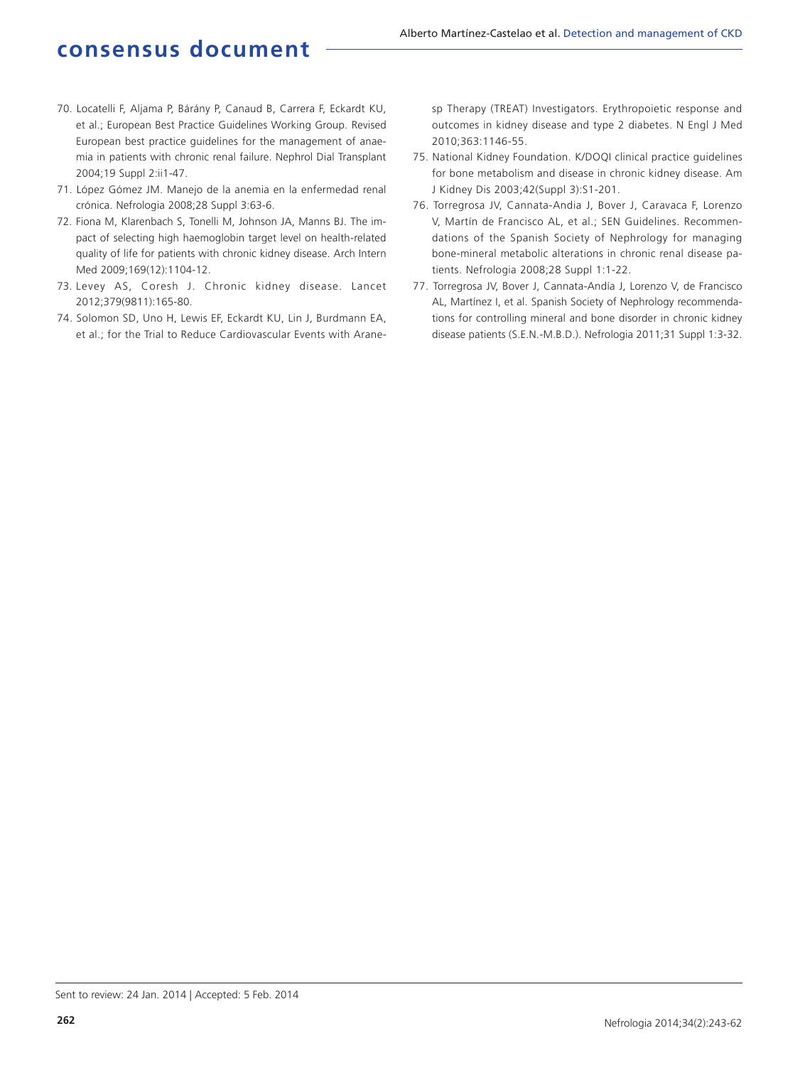70. Locatelli F, Aljama P, Bárány P, Canaud B, Carrera F, Eckardt KU, et al.; European Best Practice Guidelines Working Group. Revised European best practice guidelines for the management of anaemia in patients with chronic renal failure. Nephrol Dial Transplant 2004;19 Suppl 2:ii1-47.
71. López Gómez JM. Manejo de la anemia en la enfermedad renal crónica. Nefrologia 2008;28 Suppl 3:63-6.
72. Fiona M, Klarenbach S, Tonelli M, Johnson JA, Manns BJ. The impact of selecting high haemoglobin target level on health-related quality of life for patients with chronic kidney disease. Arch Intern Med 2009;169(12):1104-12.
73. Levey AS, Coresh J. Chronic kidney disease. Lancet 2012;379(9811):165-80.
74. Solomon SD, Uno H, Lewis EF, Eckardt KU, Lin J, Burdmann EA, et al.; for the Trial to Reduce Cardiovascular Events with Aranesp Therapy (TREAT) Investigators. Erythropoietic response and outcomes in kidney disease and type 2 diabetes. N Engl J Med 2010;363:1146-55.
75. National Kidney Foundation. K/DOQI clinical practice guidelines for bone metabolism and disease in chronic kidney disease. Am J Kidney Dis 2003;42(Suppl 3):S1-201.
76. Torregrosa JV, Cannata-Andia J, Bover J, Caravaca F, Lorenzo V, Martín de Francisco AL, et al.; SEN Guidelines. Recommendations of the Spanish Society of Nephrology for managing bone-mineral metabolic alterations in chronic renal disease patients. Nefrologia 2008;28 Suppl 1:1-22.
77. Torregrosa JV, Bover J, Cannata-Andía J, Lorenzo V, de Francisco AL, Martínez I, et al. Spanish Society of Nephrology recommendations for controlling mineral and bone disorder in chronic kidney disease patients (S.E.N.-M.B.D.). Nefrologia 2011;31 Suppl 1:3-32.

Sent to review: 24 Jan. 2014 | Accepted: 5 Feb. 2014